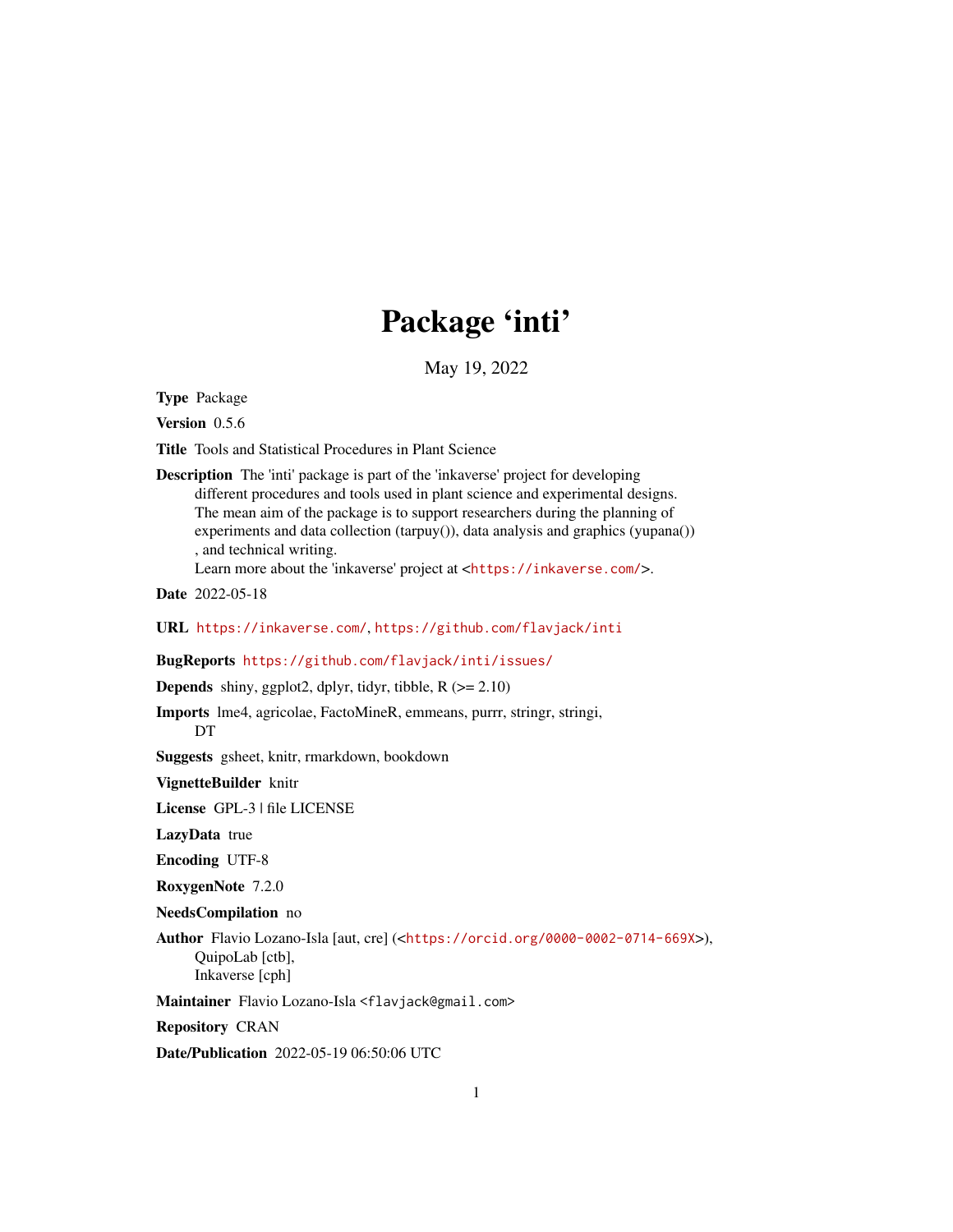# Package 'inti'

May 19, 2022

**Type** Package

**Version** 0.5.6

**Title** Tools and Statistical Procedures in Plant Science

**Description** The 'inti' package is part of the 'inkaverse' project for developing different procedures and tools used in plant science and experimental designs. The mean aim of the package is to support researchers during the planning of experiments and data collection (tarpuy()), data analysis and graphics (yupana()) , and technical writing.
Learn more about the 'inkaverse' project at <https://inkaverse.com/>.

**Date** 2022-05-18

**URL** https://inkaverse.com/, https://github.com/flavjack/inti

**BugReports** https://github.com/flavjack/inti/issues/

**Depends** shiny, ggplot2, dplyr, tidyr, tibble, R (>= 2.10)

**Imports** lme4, agricolae, FactoMineR, emmeans, purrr, stringr, stringi, DT

**Suggests** gsheet, knitr, rmarkdown, bookdown

**VignetteBuilder** knitr

**License** GPL-3 | file LICENSE

**LazyData** true

**Encoding** UTF-8

**RoxygenNote** 7.2.0

**NeedsCompilation** no

**Author** Flavio Lozano-Isla [aut, cre] (<https://orcid.org/0000-0002-0714-669X>),
QuipoLab [ctb],
Inkaverse [cph]

**Maintainer** Flavio Lozano-Isla <flavjack@gmail.com>

**Repository** CRAN

**Date/Publication** 2022-05-19 06:50:06 UTC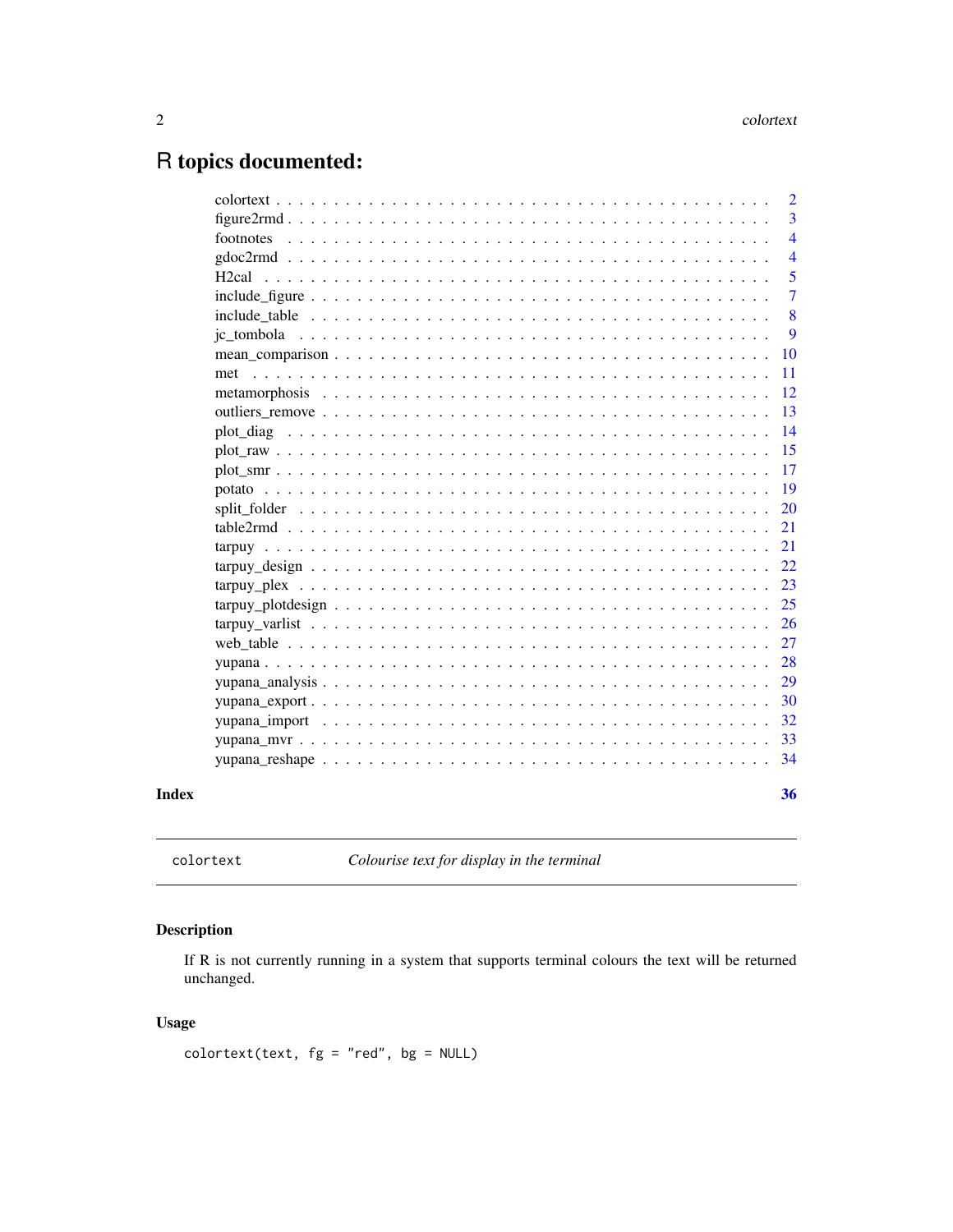# R topics documented:

| | |
|---|---|
| colortext | 2 |
| figure2rmd | 3 |
| footnotes | 4 |
| gdoc2rmd | 4 |
| H2cal | 5 |
| include_figure | 7 |
| include_table | 8 |
| jc_tombola | 9 |
| mean_comparison | 10 |
| met | 11 |
| metamorphosis | 12 |
| outliers_remove | 13 |
| plot_diag | 14 |
| plot_raw | 15 |
| plot_smr | 17 |
| potato | 19 |
| split_folder | 20 |
| table2rmd | 21 |
| tarpuy | 21 |
| tarpuy_design | 22 |
| tarpuy_plex | 23 |
| tarpuy_plotdesign | 25 |
| tarpuy_varlist | 26 |
| web_table | 27 |
| yupana | 28 |
| yupana_analysis | 29 |
| yupana_export | 30 |
| yupana_import | 32 |
| yupana_mvr | 33 |
| yupana_reshape | 34 |

**Index** **36**

---

`colortext` *Colourise text for display in the terminal*

---

## Description

If R is not currently running in a system that supports terminal colours the text will be returned unchanged.

## Usage

```
colortext(text, fg = "red", bg = NULL)
```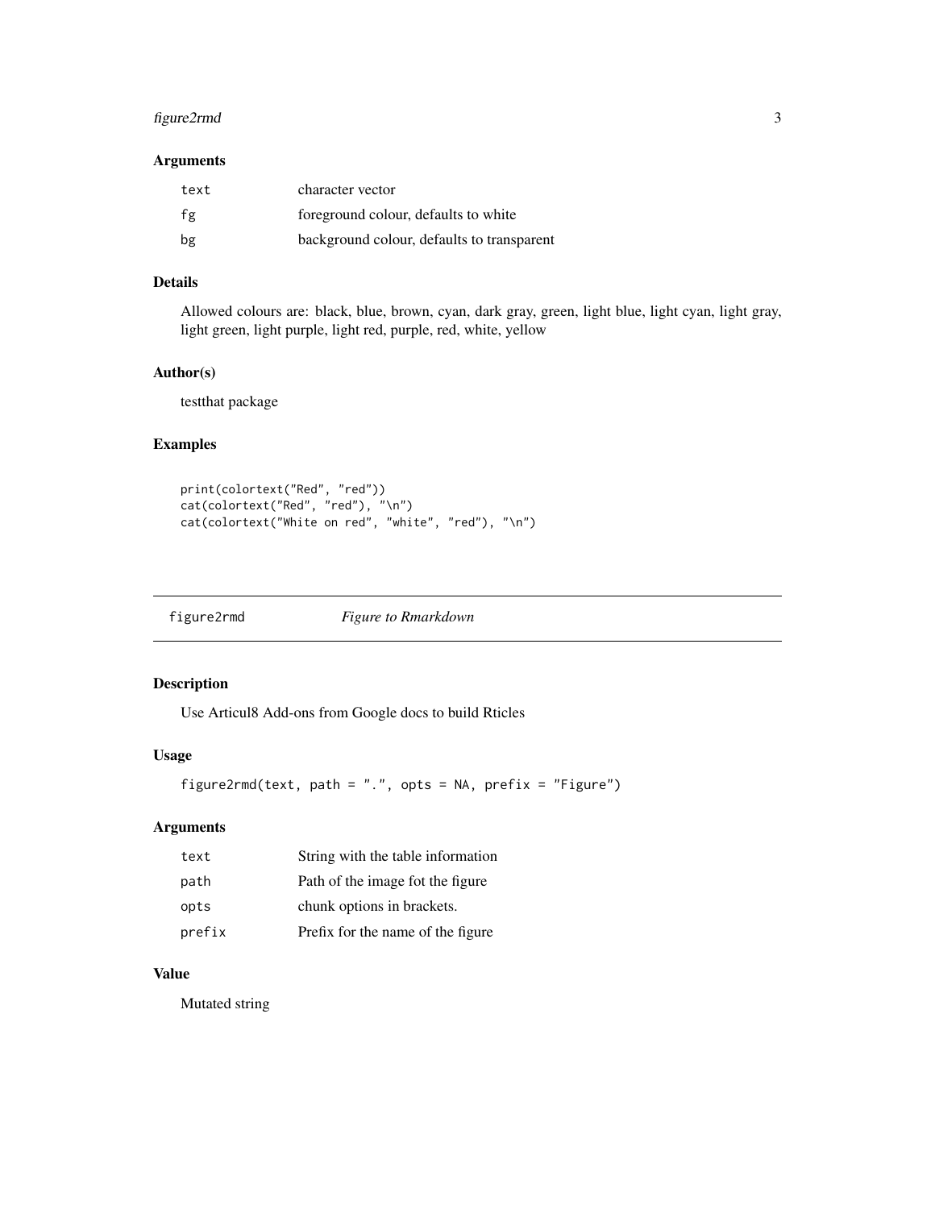### Arguments

| | |
|---|---|
| `text` | character vector |
| `fg` | foreground colour, defaults to white |
| `bg` | background colour, defaults to transparent |

### Details

Allowed colours are: black, blue, brown, cyan, dark gray, green, light blue, light cyan, light gray, light green, light purple, light red, purple, red, white, yellow

### Author(s)

testthat package

### Examples

```
print(colortext("Red", "red"))
cat(colortext("Red", "red"), "\n")
cat(colortext("White on red", "white", "red"), "\n")
```

---

## `figure2rmd` *Figure to Rmarkdown*

---

### Description

Use Articul8 Add-ons from Google docs to build Rticles

### Usage

```
figure2rmd(text, path = ".", opts = NA, prefix = "Figure")
```

### Arguments

| | |
|---|---|
| `text` | String with the table information |
| `path` | Path of the image fot the figure |
| `opts` | chunk options in brackets. |
| `prefix` | Prefix for the name of the figure |

### Value

Mutated string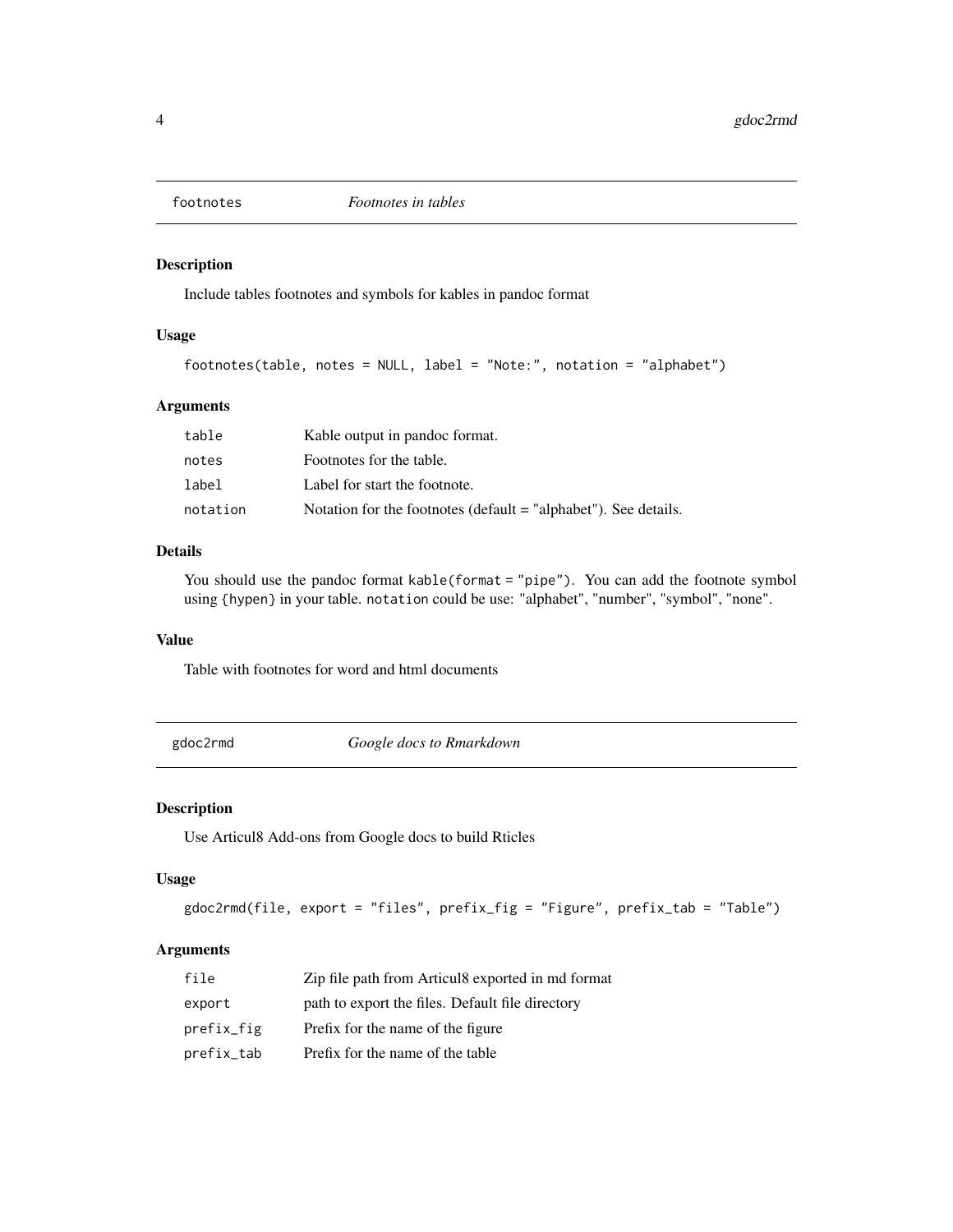## footnotes *Footnotes in tables*

### Description

Include tables footnotes and symbols for kables in pandoc format

### Usage

```
footnotes(table, notes = NULL, label = "Note:", notation = "alphabet")
```

### Arguments

| | |
|---|---|
| table | Kable output in pandoc format. |
| notes | Footnotes for the table. |
| label | Label for start the footnote. |
| notation | Notation for the footnotes (default = "alphabet"). See details. |

### Details

You should use the pandoc format `kable(format = "pipe")`. You can add the footnote symbol using `{hypen}` in your table. `notation` could be use: "alphabet", "number", "symbol", "none".

### Value

Table with footnotes for word and html documents

## gdoc2rmd *Google docs to Rmarkdown*

### Description

Use Articul8 Add-ons from Google docs to build Rticles

### Usage

```
gdoc2rmd(file, export = "files", prefix_fig = "Figure", prefix_tab = "Table")
```

### Arguments

| | |
|---|---|
| file | Zip file path from Articul8 exported in md format |
| export | path to export the files. Default file directory |
| prefix_fig | Prefix for the name of the figure |
| prefix_tab | Prefix for the name of the table |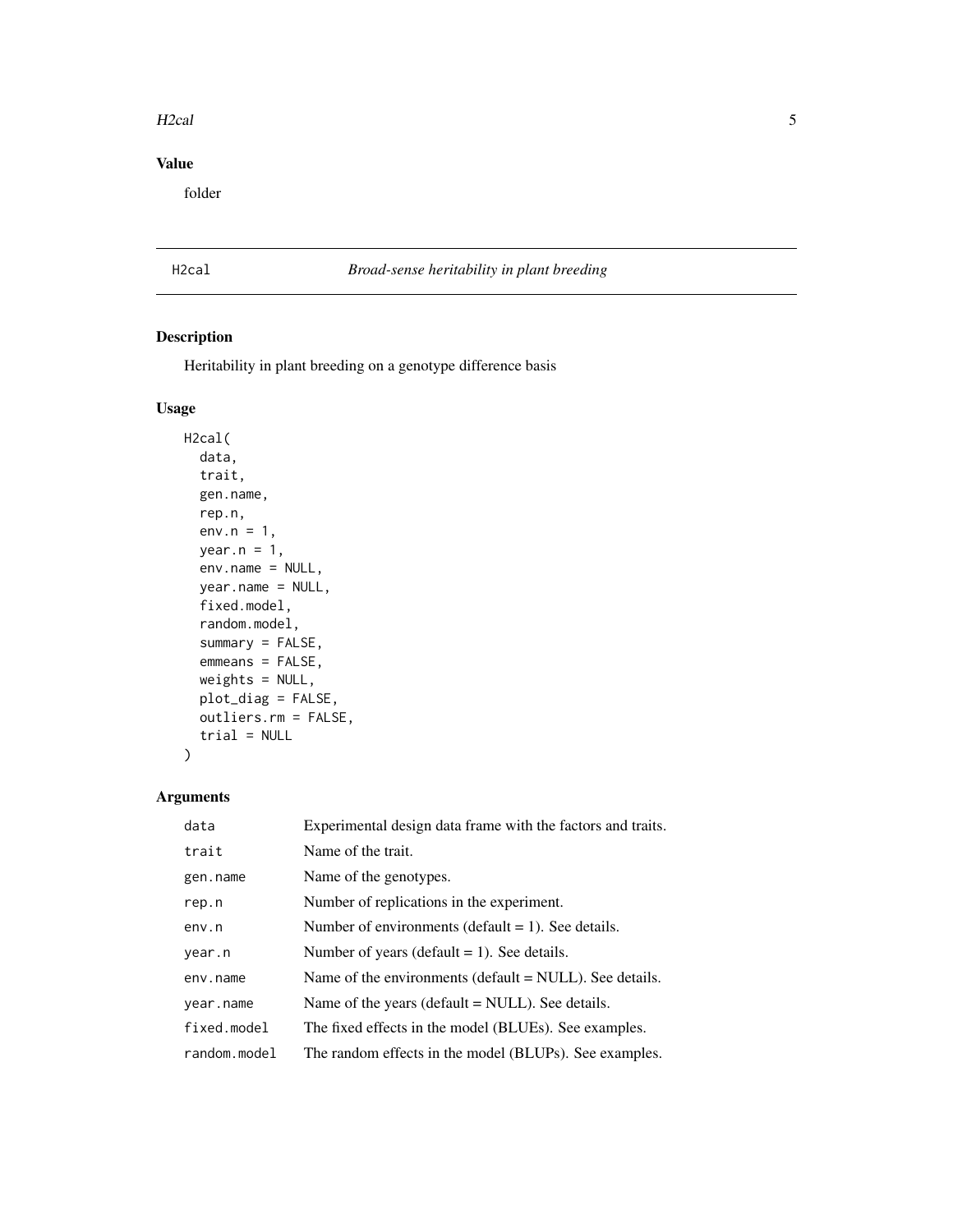## Value

folder

---

## H2cal — *Broad-sense heritability in plant breeding*

### Description

Heritability in plant breeding on a genotype difference basis

### Usage

```
H2cal(
  data,
  trait,
  gen.name,
  rep.n,
  env.n = 1,
  year.n = 1,
  env.name = NULL,
  year.name = NULL,
  fixed.model,
  random.model,
  summary = FALSE,
  emmeans = FALSE,
  weights = NULL,
  plot_diag = FALSE,
  outliers.rm = FALSE,
  trial = NULL
)
```

### Arguments

| Argument | Description |
|---|---|
| `data` | Experimental design data frame with the factors and traits. |
| `trait` | Name of the trait. |
| `gen.name` | Name of the genotypes. |
| `rep.n` | Number of replications in the experiment. |
| `env.n` | Number of environments (default = 1). See details. |
| `year.n` | Number of years (default = 1). See details. |
| `env.name` | Name of the environments (default = NULL). See details. |
| `year.name` | Name of the years (default = NULL). See details. |
| `fixed.model` | The fixed effects in the model (BLUEs). See examples. |
| `random.model` | The random effects in the model (BLUPs). See examples. |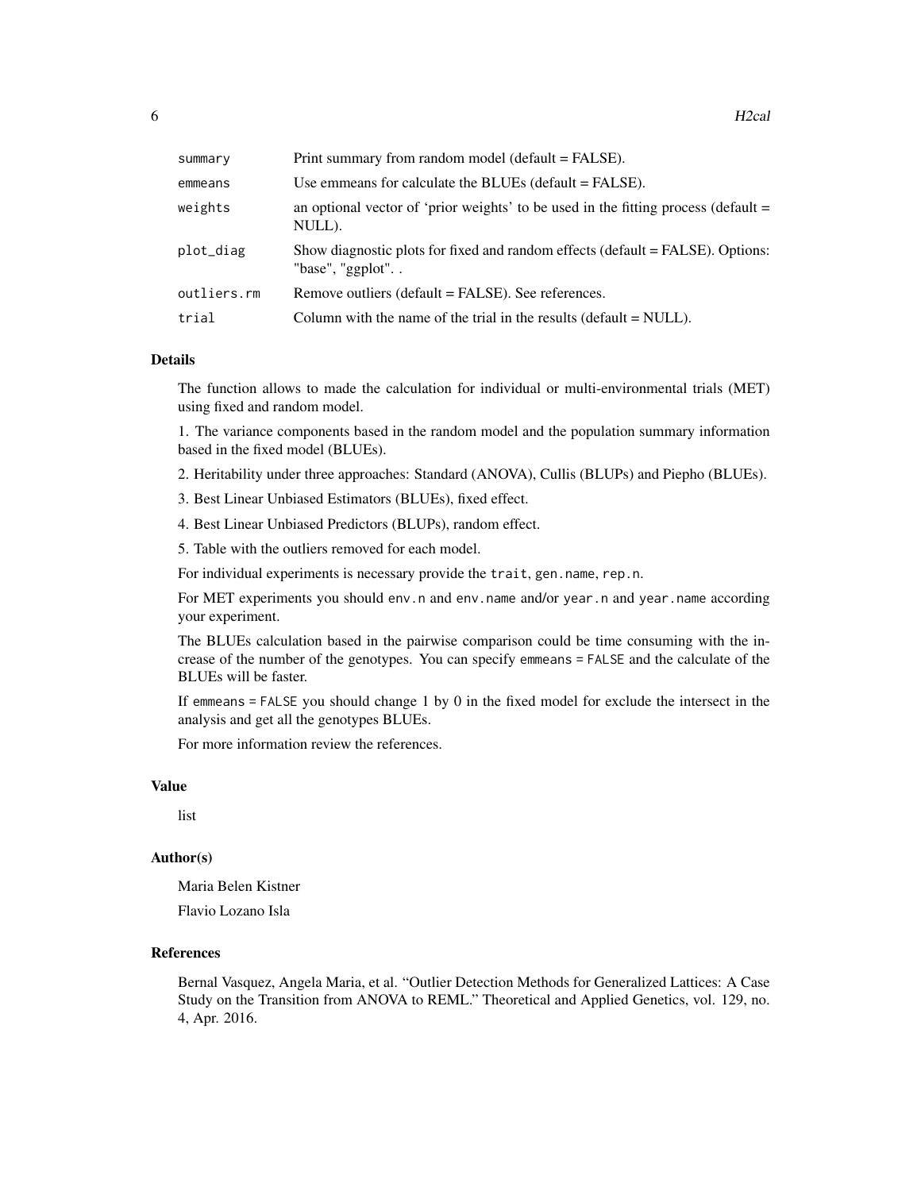| | |
|---|---|
| `summary` | Print summary from random model (default = FALSE). |
| `emmeans` | Use emmeans for calculate the BLUEs (default = FALSE). |
| `weights` | an optional vector of 'prior weights' to be used in the fitting process (default = NULL). |
| `plot_diag` | Show diagnostic plots for fixed and random effects (default = FALSE). Options: "base", "ggplot". . |
| `outliers.rm` | Remove outliers (default = FALSE). See references. |
| `trial` | Column with the name of the trial in the results (default = NULL). |

### Details

The function allows to made the calculation for individual or multi-environmental trials (MET) using fixed and random model.

1. The variance components based in the random model and the population summary information based in the fixed model (BLUEs).

2. Heritability under three approaches: Standard (ANOVA), Cullis (BLUPs) and Piepho (BLUEs).

3. Best Linear Unbiased Estimators (BLUEs), fixed effect.

4. Best Linear Unbiased Predictors (BLUPs), random effect.

5. Table with the outliers removed for each model.

For individual experiments is necessary provide the `trait`, `gen.name`, `rep.n`.

For MET experiments you should `env.n` and `env.name` and/or `year.n` and `year.name` according your experiment.

The BLUEs calculation based in the pairwise comparison could be time consuming with the increase of the number of the genotypes. You can specify `emmeans = FALSE` and the calculate of the BLUEs will be faster.

If `emmeans = FALSE` you should change 1 by 0 in the fixed model for exclude the intersect in the analysis and get all the genotypes BLUEs.

For more information review the references.

### Value

list

### Author(s)

Maria Belen Kistner

Flavio Lozano Isla

### References

Bernal Vasquez, Angela Maria, et al. "Outlier Detection Methods for Generalized Lattices: A Case Study on the Transition from ANOVA to REML." Theoretical and Applied Genetics, vol. 129, no. 4, Apr. 2016.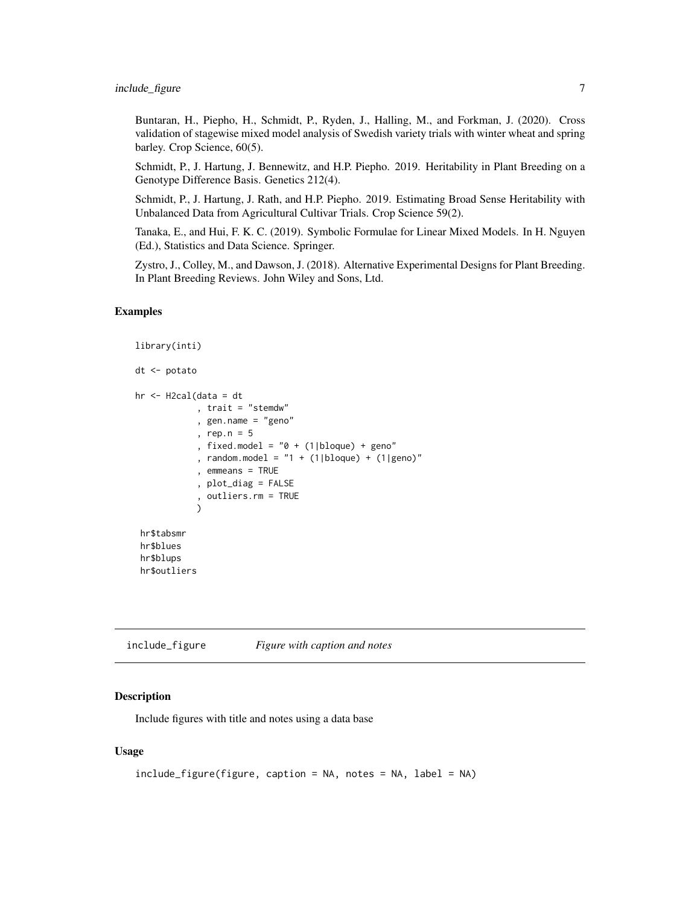Buntaran, H., Piepho, H., Schmidt, P., Ryden, J., Halling, M., and Forkman, J. (2020). Cross validation of stagewise mixed model analysis of Swedish variety trials with winter wheat and spring barley. Crop Science, 60(5).

Schmidt, P., J. Hartung, J. Bennewitz, and H.P. Piepho. 2019. Heritability in Plant Breeding on a Genotype Difference Basis. Genetics 212(4).

Schmidt, P., J. Hartung, J. Rath, and H.P. Piepho. 2019. Estimating Broad Sense Heritability with Unbalanced Data from Agricultural Cultivar Trials. Crop Science 59(2).

Tanaka, E., and Hui, F. K. C. (2019). Symbolic Formulae for Linear Mixed Models. In H. Nguyen (Ed.), Statistics and Data Science. Springer.

Zystro, J., Colley, M., and Dawson, J. (2018). Alternative Experimental Designs for Plant Breeding. In Plant Breeding Reviews. John Wiley and Sons, Ltd.

### Examples

```
library(inti)

dt <- potato

hr <- H2cal(data = dt
            , trait = "stemdw"
            , gen.name = "geno"
            , rep.n = 5
            , fixed.model = "0 + (1|bloque) + geno"
            , random.model = "1 + (1|bloque) + (1|geno)"
            , emmeans = TRUE
            , plot_diag = FALSE
            , outliers.rm = TRUE
            )

 hr$tabsmr
 hr$blues
 hr$blups
 hr$outliers
```

---

## include_figure    *Figure with caption and notes*

### Description

Include figures with title and notes using a data base

### Usage

```
include_figure(figure, caption = NA, notes = NA, label = NA)
```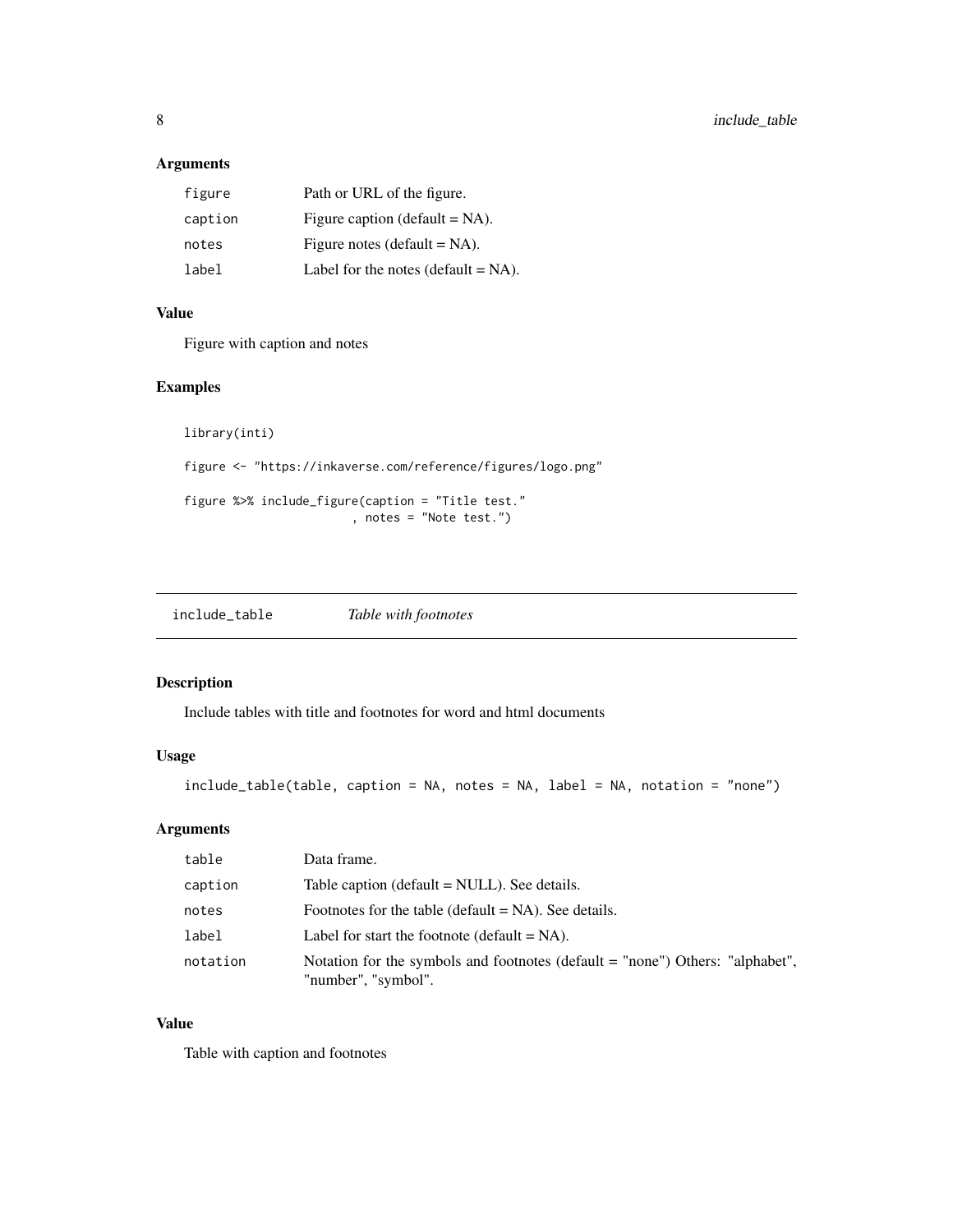### Arguments

| | |
|---|---|
| figure | Path or URL of the figure. |
| caption | Figure caption (default = NA). |
| notes | Figure notes (default = NA). |
| label | Label for the notes (default = NA). |

### Value

Figure with caption and notes

### Examples

```
library(inti)

figure <- "https://inkaverse.com/reference/figures/logo.png"

figure %>% include_figure(caption = "Title test."
                        , notes = "Note test.")
```

---

## include_table    *Table with footnotes*

---

### Description

Include tables with title and footnotes for word and html documents

### Usage

```
include_table(table, caption = NA, notes = NA, label = NA, notation = "none")
```

### Arguments

| | |
|---|---|
| table | Data frame. |
| caption | Table caption (default = NULL). See details. |
| notes | Footnotes for the table (default = NA). See details. |
| label | Label for start the footnote (default = NA). |
| notation | Notation for the symbols and footnotes (default = "none") Others: "alphabet", "number", "symbol". |

### Value

Table with caption and footnotes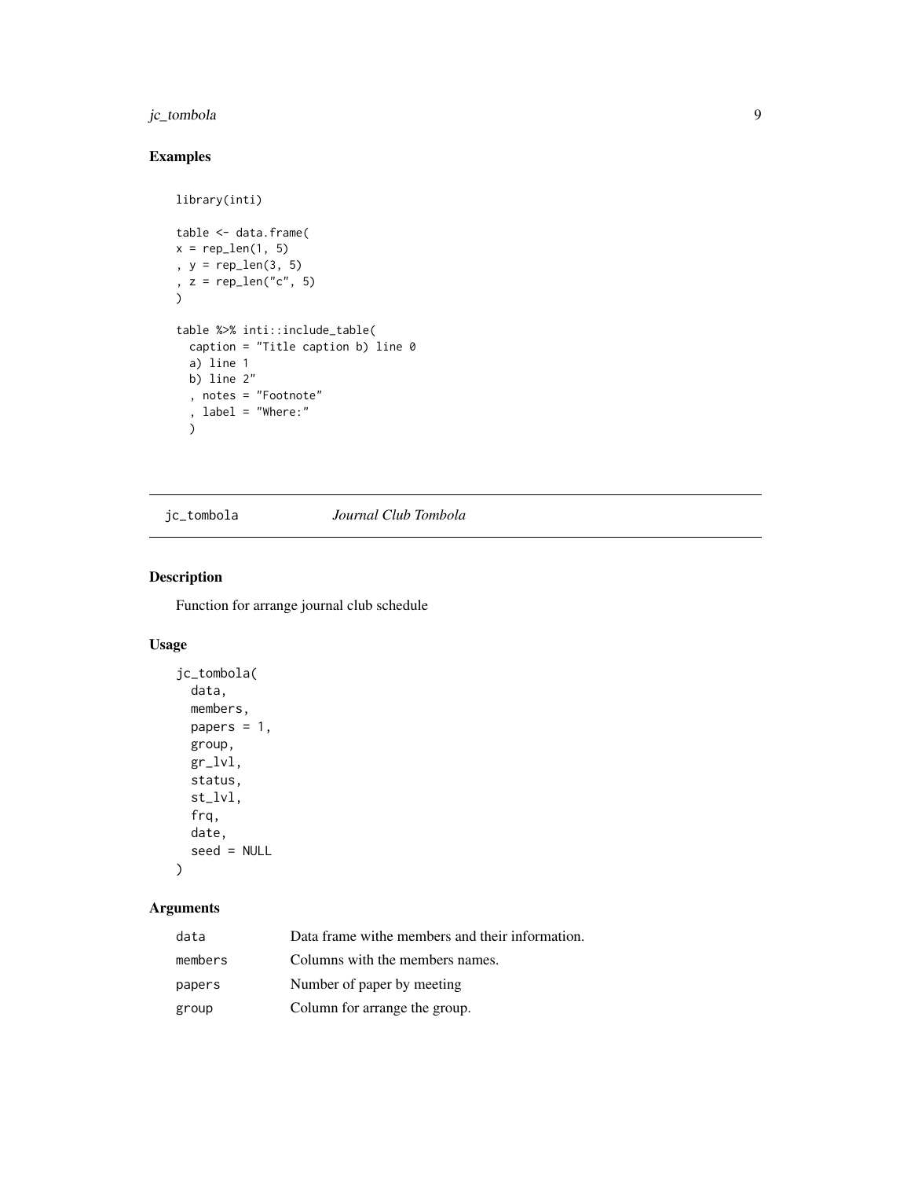## Examples

```
library(inti)

table <- data.frame(
x = rep_len(1, 5)
, y = rep_len(3, 5)
, z = rep_len("c", 5)
)

table %>% inti::include_table(
  caption = "Title caption b) line 0
  a) line 1
  b) line 2"
  , notes = "Footnote"
  , label = "Where:"
  )
```

---

`jc_tombola` *Journal Club Tombola*

---

## Description

Function for arrange journal club schedule

## Usage

```
jc_tombola(
  data,
  members,
  papers = 1,
  group,
  gr_lvl,
  status,
  st_lvl,
  frq,
  date,
  seed = NULL
)
```

## Arguments

| | |
|---|---|
| `data` | Data frame withe members and their information. |
| `members` | Columns with the members names. |
| `papers` | Number of paper by meeting |
| `group` | Column for arrange the group. |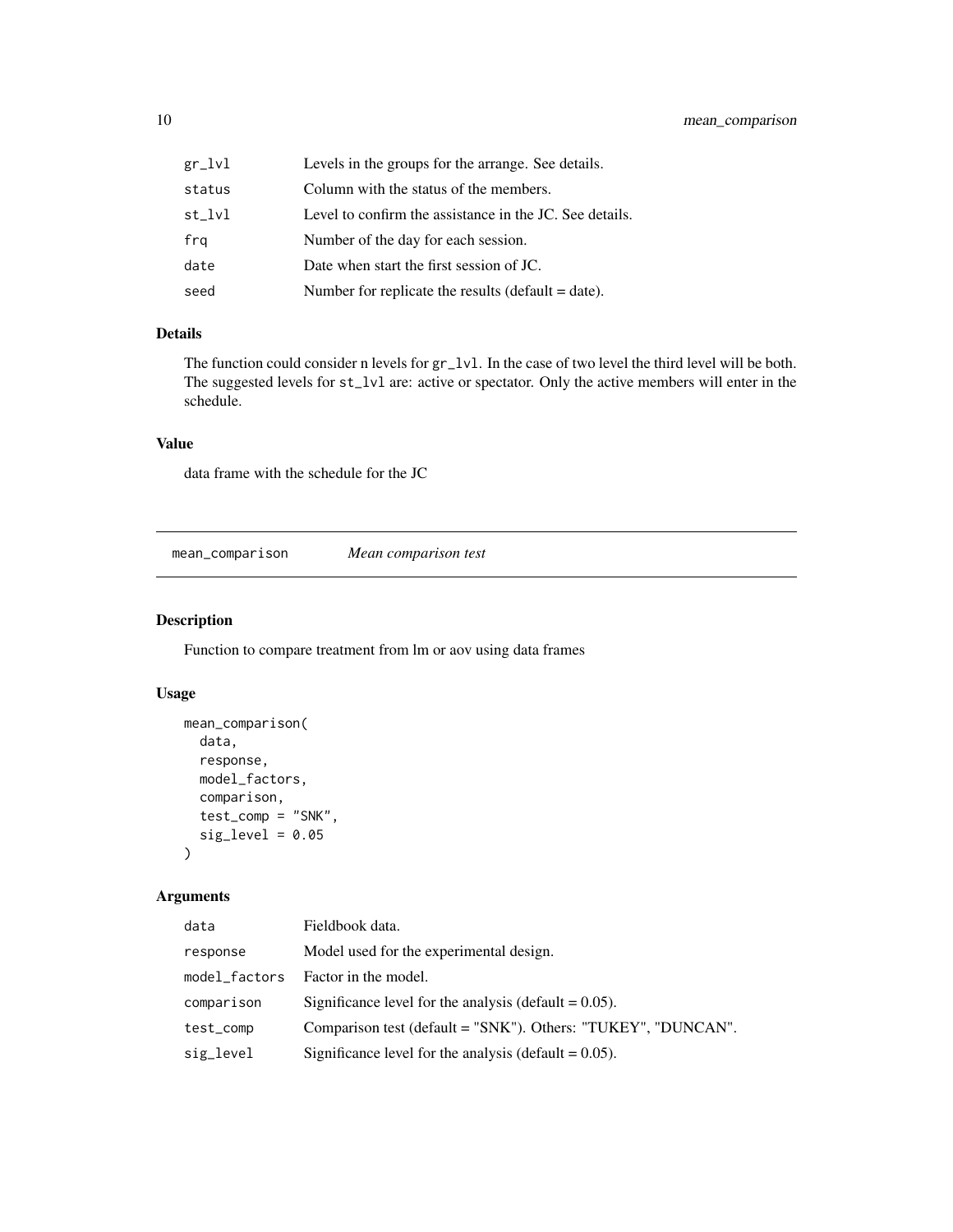| | |
|---|---|
| gr_lvl | Levels in the groups for the arrange. See details. |
| status | Column with the status of the members. |
| st_lvl | Level to confirm the assistance in the JC. See details. |
| frq | Number of the day for each session. |
| date | Date when start the first session of JC. |
| seed | Number for replicate the results (default = date). |

### Details

The function could consider n levels for `gr_lvl`. In the case of two level the third level will be both. The suggested levels for `st_lvl` are: active or spectator. Only the active members will enter in the schedule.

### Value

data frame with the schedule for the JC

---

## mean_comparison    *Mean comparison test*

---

### Description

Function to compare treatment from lm or aov using data frames

### Usage

```
mean_comparison(
  data,
  response,
  model_factors,
  comparison,
  test_comp = "SNK",
  sig_level = 0.05
)
```

### Arguments

| | |
|---|---|
| data | Fieldbook data. |
| response | Model used for the experimental design. |
| model_factors | Factor in the model. |
| comparison | Significance level for the analysis (default = 0.05). |
| test_comp | Comparison test (default = "SNK"). Others: "TUKEY", "DUNCAN". |
| sig_level | Significance level for the analysis (default = 0.05). |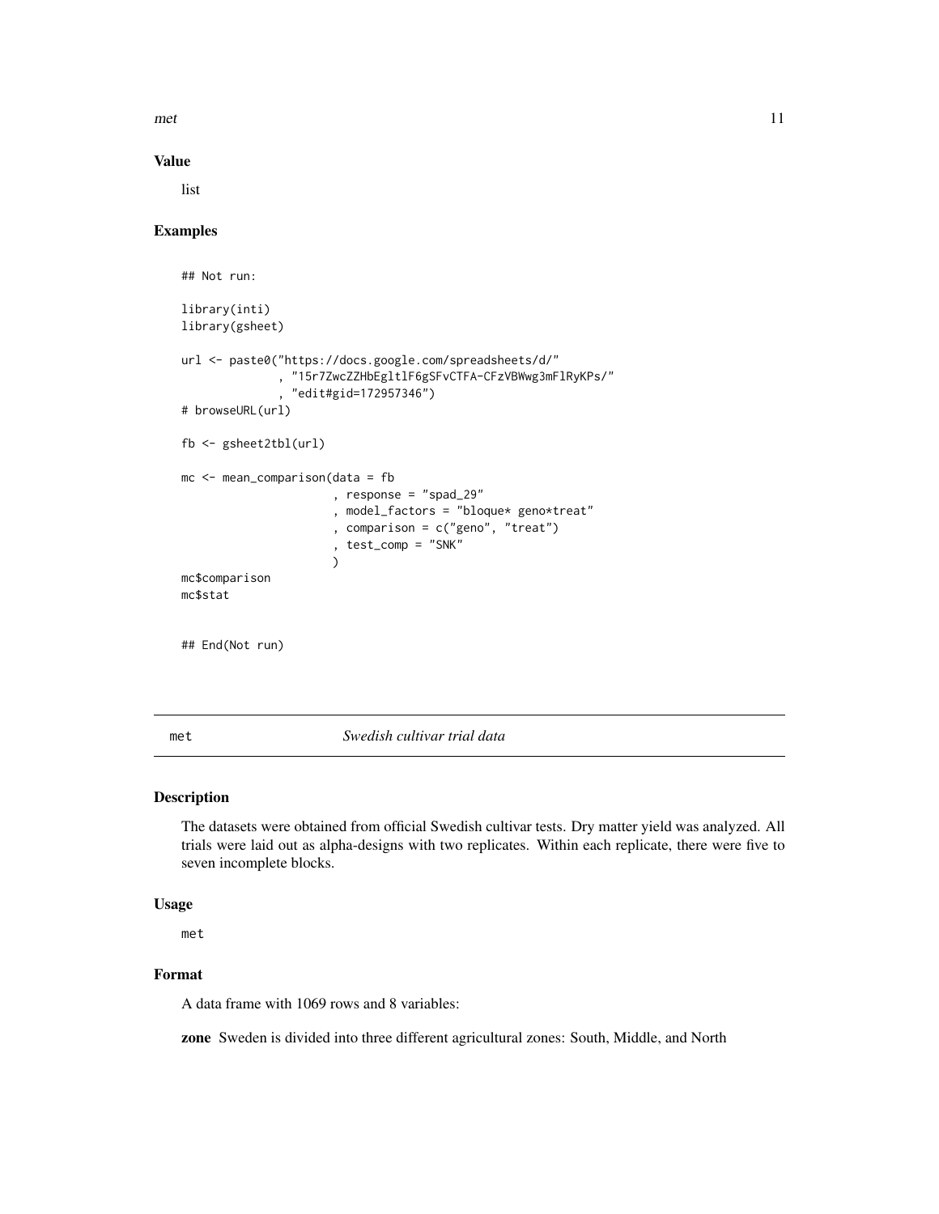### Value

list

### Examples

```
## Not run:

library(inti)
library(gsheet)

url <- paste0("https://docs.google.com/spreadsheets/d/"
              , "15r7ZwcZZHbEgltlF6gSFvCTFA-CFzVBWwg3mFlRyKPs/"
              , "edit#gid=172957346")
# browseURL(url)

fb <- gsheet2tbl(url)

mc <- mean_comparison(data = fb
                      , response = "spad_29"
                      , model_factors = "bloque* geno*treat"
                      , comparison = c("geno", "treat")
                      , test_comp = "SNK"
                      )
mc$comparison
mc$stat


## End(Not run)
```

---

## met *Swedish cultivar trial data*

### Description

The datasets were obtained from official Swedish cultivar tests. Dry matter yield was analyzed. All trials were laid out as alpha-designs with two replicates. Within each replicate, there were five to seven incomplete blocks.

### Usage

```
met
```

### Format

A data frame with 1069 rows and 8 variables:

**zone** Sweden is divided into three different agricultural zones: South, Middle, and North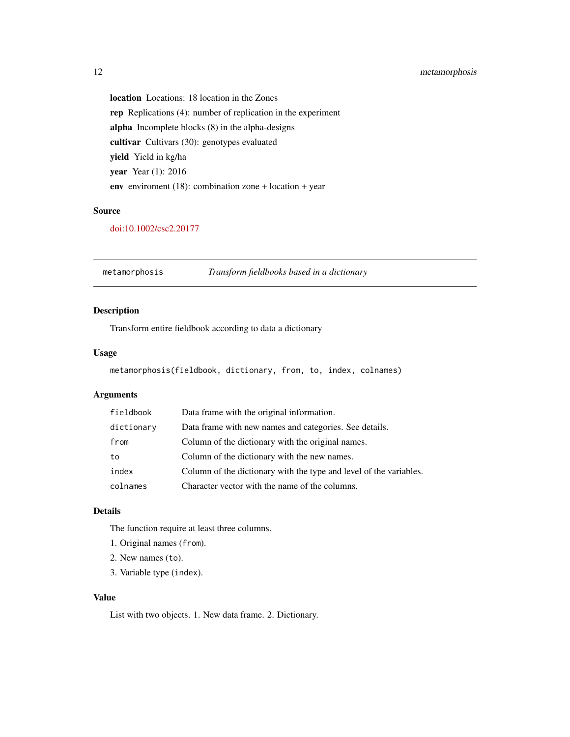**location** Locations: 18 location in the Zones

**rep** Replications (4): number of replication in the experiment

**alpha** Incomplete blocks (8) in the alpha-designs

**cultivar** Cultivars (30): genotypes evaluated

**yield** Yield in kg/ha

**year** Year (1): 2016

**env** enviroment (18): combination zone + location + year

### Source

doi:10.1002/csc2.20177

---

## metamorphosis — *Transform fieldbooks based in a dictionary*

### Description

Transform entire fieldbook according to data a dictionary

### Usage

```
metamorphosis(fieldbook, dictionary, from, to, index, colnames)
```

### Arguments

| | |
|---|---|
| `fieldbook` | Data frame with the original information. |
| `dictionary` | Data frame with new names and categories. See details. |
| `from` | Column of the dictionary with the original names. |
| `to` | Column of the dictionary with the new names. |
| `index` | Column of the dictionary with the type and level of the variables. |
| `colnames` | Character vector with the name of the columns. |

### Details

The function require at least three columns.

1. Original names (`from`).
2. New names (`to`).
3. Variable type (`index`).

### Value

List with two objects. 1. New data frame. 2. Dictionary.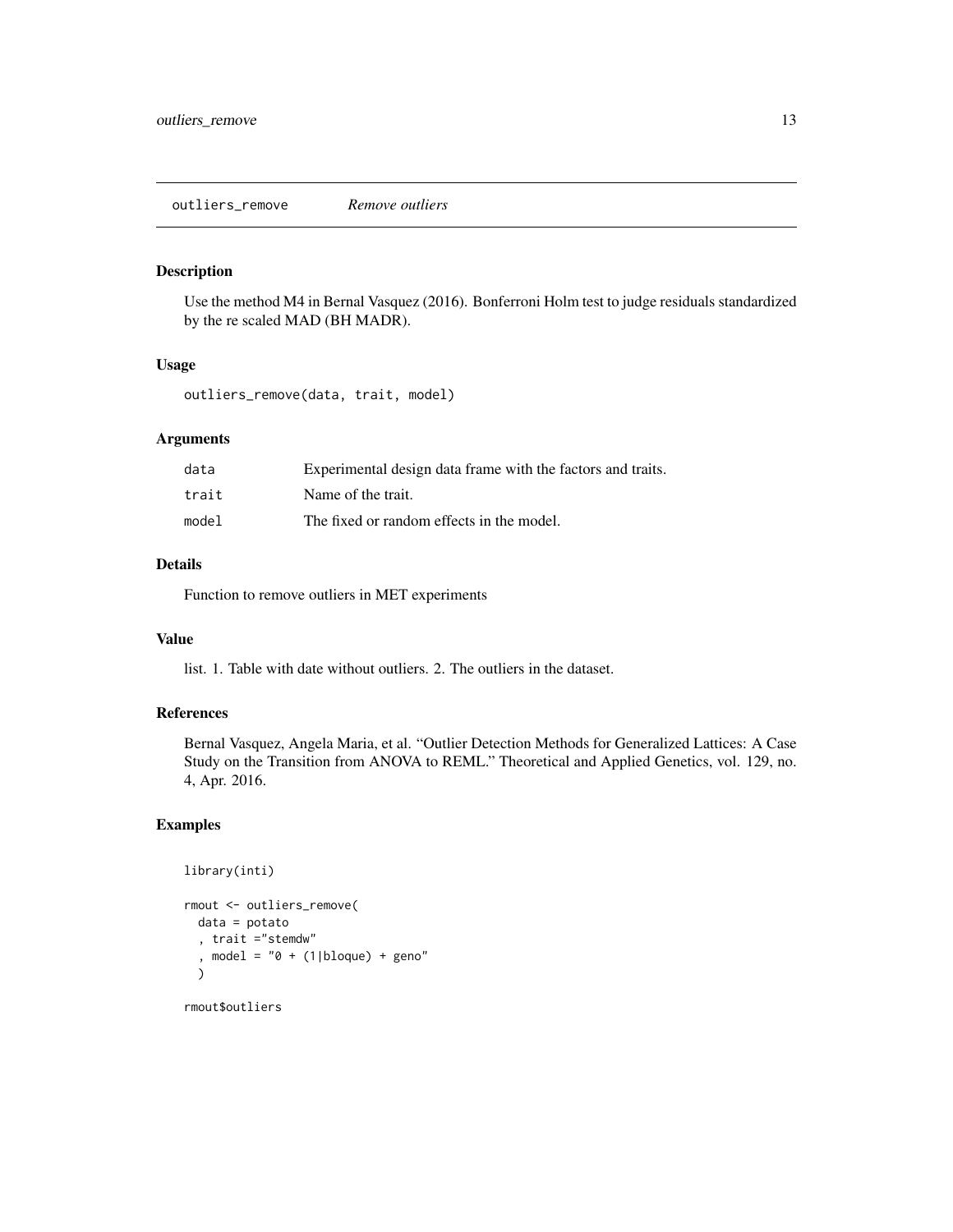# outliers_remove *Remove outliers*

## Description

Use the method M4 in Bernal Vasquez (2016). Bonferroni Holm test to judge residuals standardized by the re scaled MAD (BH MADR).

## Usage

```
outliers_remove(data, trait, model)
```

## Arguments

| | |
|---|---|
| `data` | Experimental design data frame with the factors and traits. |
| `trait` | Name of the trait. |
| `model` | The fixed or random effects in the model. |

## Details

Function to remove outliers in MET experiments

## Value

list. 1. Table with date without outliers. 2. The outliers in the dataset.

## References

Bernal Vasquez, Angela Maria, et al. "Outlier Detection Methods for Generalized Lattices: A Case Study on the Transition from ANOVA to REML." Theoretical and Applied Genetics, vol. 129, no. 4, Apr. 2016.

## Examples

```
library(inti)

rmout <- outliers_remove(
  data = potato
  , trait ="stemdw"
  , model = "0 + (1|bloque) + geno"
  )

rmout$outliers
```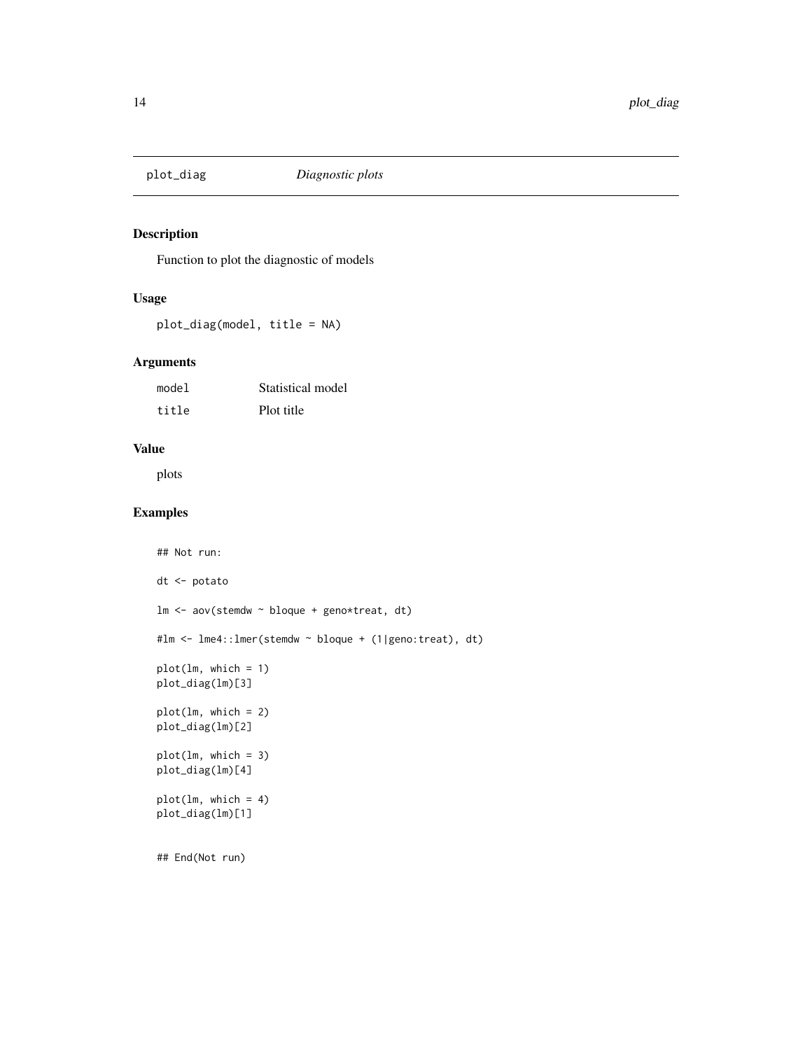# plot_diag — *Diagnostic plots*

## Description

Function to plot the diagnostic of models

## Usage

```
plot_diag(model, title = NA)
```

## Arguments

| | |
|---|---|
| `model` | Statistical model |
| `title` | Plot title |

## Value

plots

## Examples

```
## Not run:

dt <- potato

lm <- aov(stemdw ~ bloque + geno*treat, dt)

#lm <- lme4::lmer(stemdw ~ bloque + (1|geno:treat), dt)

plot(lm, which = 1)
plot_diag(lm)[3]

plot(lm, which = 2)
plot_diag(lm)[2]

plot(lm, which = 3)
plot_diag(lm)[4]

plot(lm, which = 4)
plot_diag(lm)[1]


## End(Not run)
```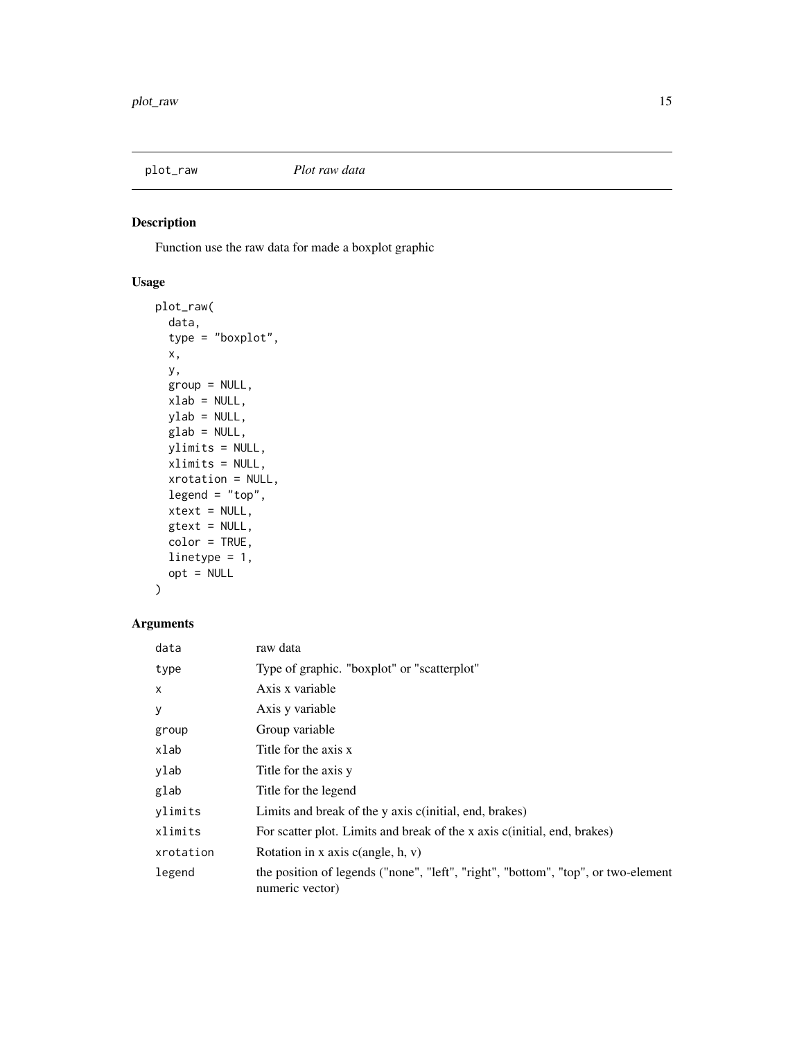## plot_raw *Plot raw data*

### Description

Function use the raw data for made a boxplot graphic

### Usage

```
plot_raw(
  data,
  type = "boxplot",
  x,
  y,
  group = NULL,
  xlab = NULL,
  ylab = NULL,
  glab = NULL,
  ylimits = NULL,
  xlimits = NULL,
  xrotation = NULL,
  legend = "top",
  xtext = NULL,
  gtext = NULL,
  color = TRUE,
  linetype = 1,
  opt = NULL
)
```

### Arguments

| | |
|---|---|
| data | raw data |
| type | Type of graphic. "boxplot" or "scatterplot" |
| x | Axis x variable |
| y | Axis y variable |
| group | Group variable |
| xlab | Title for the axis x |
| ylab | Title for the axis y |
| glab | Title for the legend |
| ylimits | Limits and break of the y axis c(initial, end, brakes) |
| xlimits | For scatter plot. Limits and break of the x axis c(initial, end, brakes) |
| xrotation | Rotation in x axis c(angle, h, v) |
| legend | the position of legends ("none", "left", "right", "bottom", "top", or two-element numeric vector) |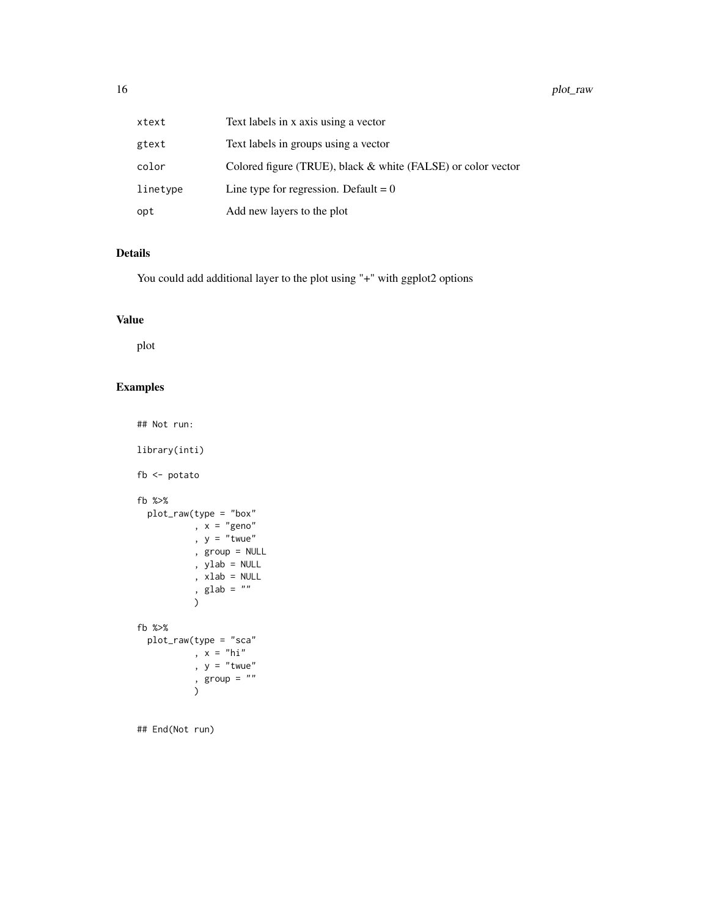| | |
|---|---|
| xtext | Text labels in x axis using a vector |
| gtext | Text labels in groups using a vector |
| color | Colored figure (TRUE), black & white (FALSE) or color vector |
| linetype | Line type for regression. Default = 0 |
| opt | Add new layers to the plot |

### Details

You could add additional layer to the plot using "+" with ggplot2 options

### Value

plot

### Examples

```
## Not run:

library(inti)

fb <- potato

fb %>%
  plot_raw(type = "box"
           , x = "geno"
           , y = "twue"
           , group = NULL
           , ylab = NULL
           , xlab = NULL
           , glab = ""
           )

fb %>%
  plot_raw(type = "sca"
           , x = "hi"
           , y = "twue"
           , group = ""
           )


## End(Not run)
```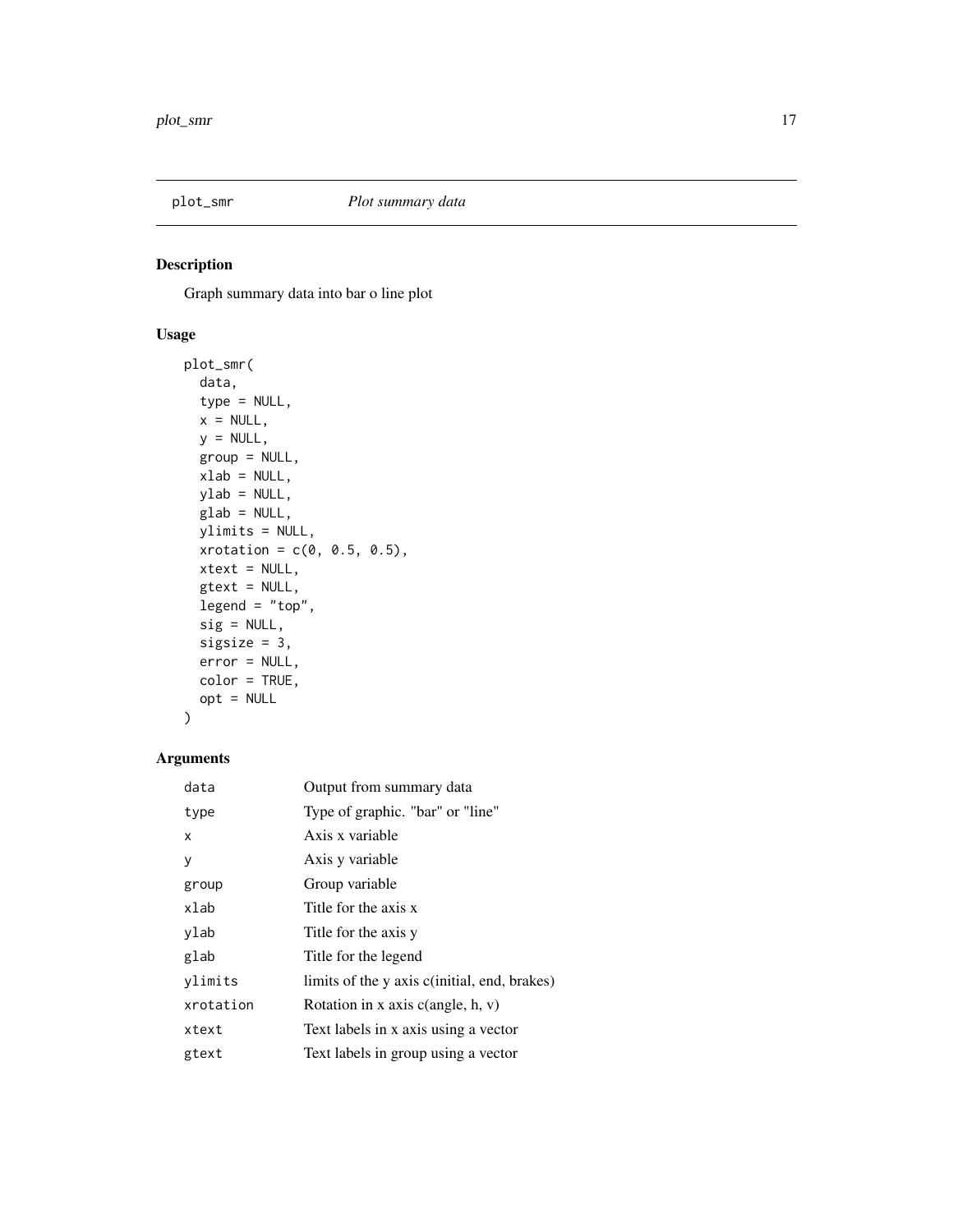## plot_smr *Plot summary data*

### Description

Graph summary data into bar o line plot

### Usage

```
plot_smr(
  data,
  type = NULL,
  x = NULL,
  y = NULL,
  group = NULL,
  xlab = NULL,
  ylab = NULL,
  glab = NULL,
  ylimits = NULL,
  xrotation = c(0, 0.5, 0.5),
  xtext = NULL,
  gtext = NULL,
  legend = "top",
  sig = NULL,
  sigsize = 3,
  error = NULL,
  color = TRUE,
  opt = NULL
)
```

### Arguments

| | |
|---|---|
| `data` | Output from summary data |
| `type` | Type of graphic. "bar" or "line" |
| `x` | Axis x variable |
| `y` | Axis y variable |
| `group` | Group variable |
| `xlab` | Title for the axis x |
| `ylab` | Title for the axis y |
| `glab` | Title for the legend |
| `ylimits` | limits of the y axis c(initial, end, brakes) |
| `xrotation` | Rotation in x axis c(angle, h, v) |
| `xtext` | Text labels in x axis using a vector |
| `gtext` | Text labels in group using a vector |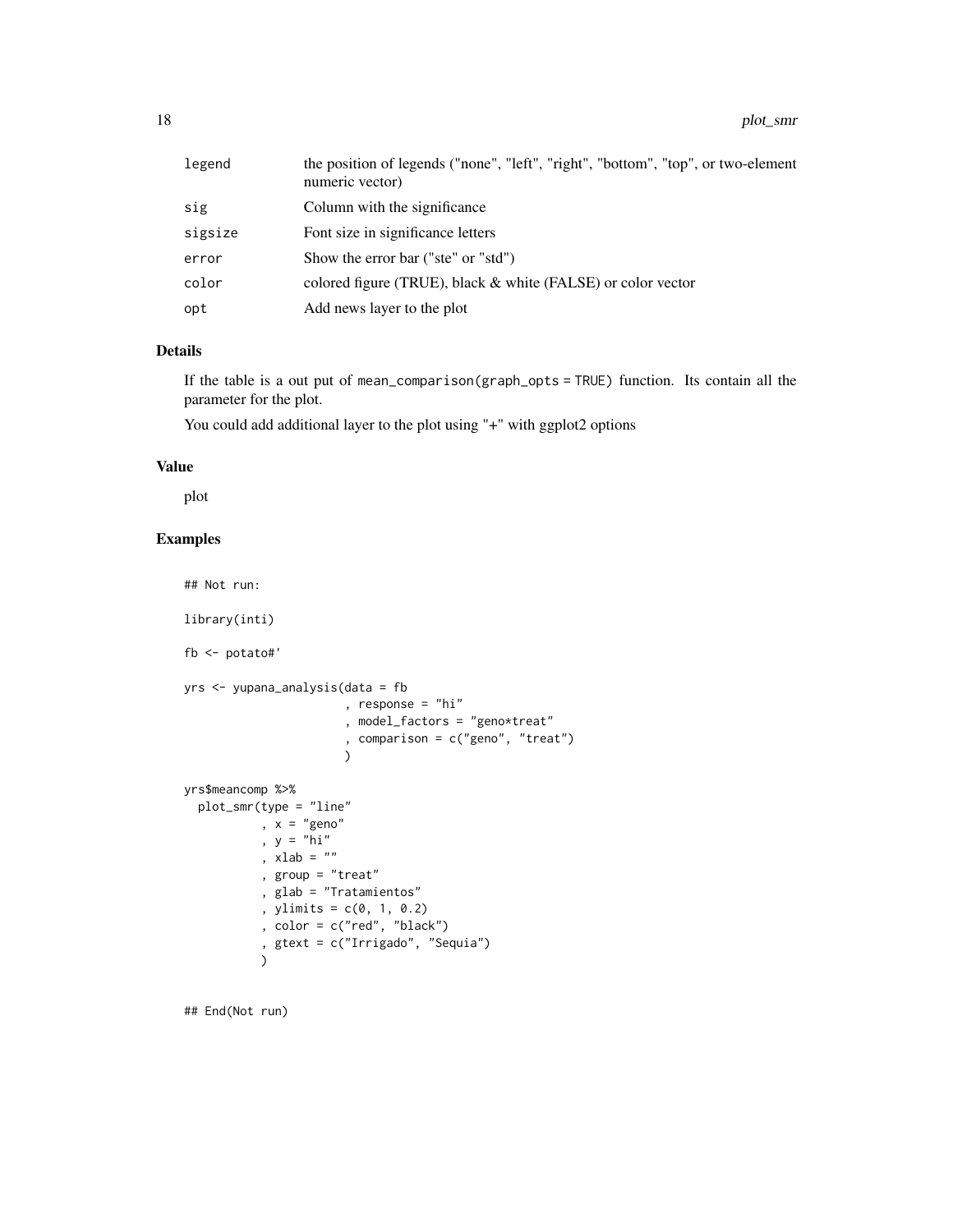| | |
|---|---|
| legend | the position of legends ("none", "left", "right", "bottom", "top", or two-element numeric vector) |
| sig | Column with the significance |
| sigsize | Font size in significance letters |
| error | Show the error bar ("ste" or "std") |
| color | colored figure (TRUE), black & white (FALSE) or color vector |
| opt | Add news layer to the plot |

## Details

If the table is a out put of `mean_comparison(graph_opts = TRUE)` function. Its contain all the parameter for the plot.

You could add additional layer to the plot using "+" with ggplot2 options

## Value

plot

## Examples

```
## Not run:

library(inti)

fb <- potato#'

yrs <- yupana_analysis(data = fb
                       , response = "hi"
                       , model_factors = "geno*treat"
                       , comparison = c("geno", "treat")
                       )

yrs$meancomp %>%
  plot_smr(type = "line"
           , x = "geno"
           , y = "hi"
           , xlab = ""
           , group = "treat"
           , glab = "Tratamientos"
           , ylimits = c(0, 1, 0.2)
           , color = c("red", "black")
           , gtext = c("Irrigado", "Sequia")
           )


## End(Not run)
```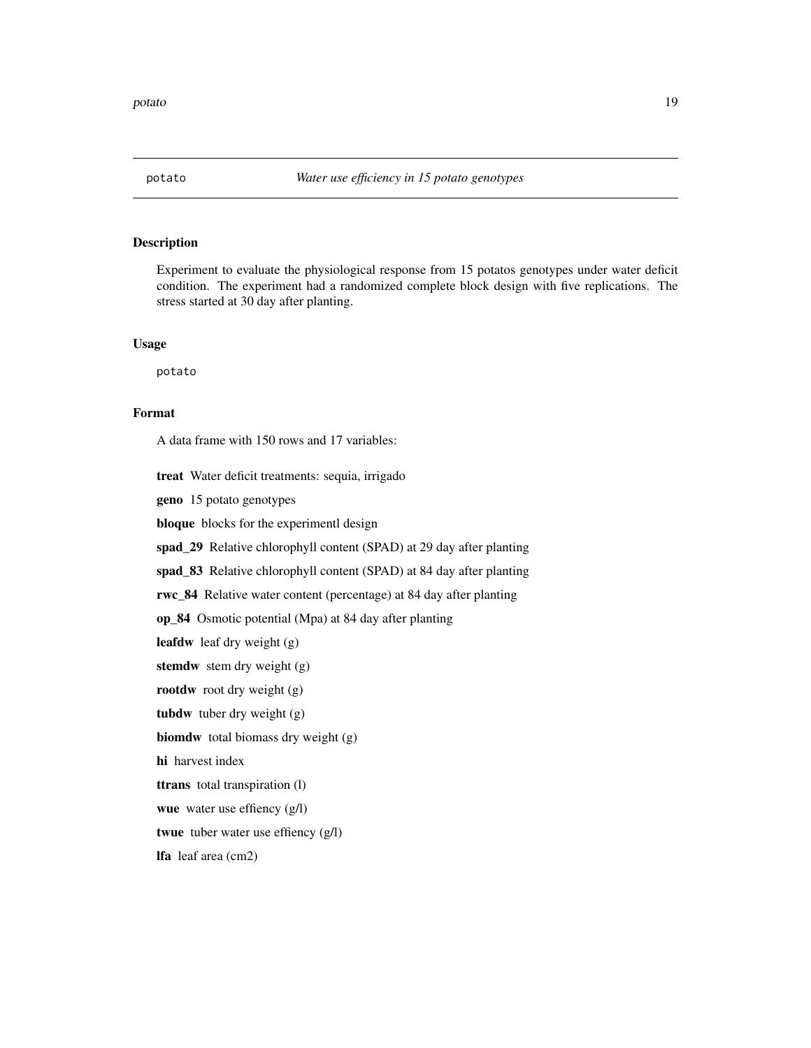## potato — *Water use efficiency in 15 potato genotypes*

### Description

Experiment to evaluate the physiological response from 15 potatos genotypes under water deficit condition. The experiment had a randomized complete block design with five replications. The stress started at 30 day after planting.

### Usage

```
potato
```

### Format

A data frame with 150 rows and 17 variables:

**treat** Water deficit treatments: sequia, irrigado

**geno** 15 potato genotypes

**bloque** blocks for the experimentl design

**spad_29** Relative chlorophyll content (SPAD) at 29 day after planting

**spad_83** Relative chlorophyll content (SPAD) at 84 day after planting

**rwc_84** Relative water content (percentage) at 84 day after planting

**op_84** Osmotic potential (Mpa) at 84 day after planting

**leafdw** leaf dry weight (g)

**stemdw** stem dry weight (g)

**rootdw** root dry weight (g)

**tubdw** tuber dry weight (g)

**biomdw** total biomass dry weight (g)

**hi** harvest index

**ttrans** total transpiration (l)

**wue** water use effiency (g/l)

**twue** tuber water use effiency (g/l)

**lfa** leaf area (cm2)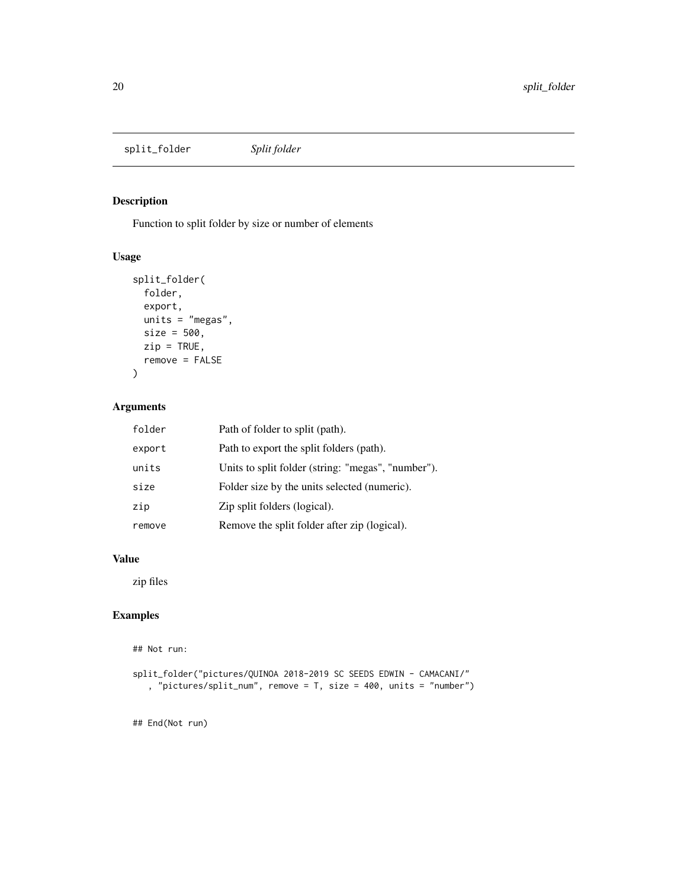## split_folder *Split folder*

### Description

Function to split folder by size or number of elements

### Usage

```
split_folder(
  folder,
  export,
  units = "megas",
  size = 500,
  zip = TRUE,
  remove = FALSE
)
```

### Arguments

| | |
|---|---|
| folder | Path of folder to split (path). |
| export | Path to export the split folders (path). |
| units | Units to split folder (string: "megas", "number"). |
| size | Folder size by the units selected (numeric). |
| zip | Zip split folders (logical). |
| remove | Remove the split folder after zip (logical). |

### Value

zip files

### Examples

```
## Not run:

split_folder("pictures/QUINOA 2018-2019 SC SEEDS EDWIN - CAMACANI/"
   , "pictures/split_num", remove = T, size = 400, units = "number")


## End(Not run)
```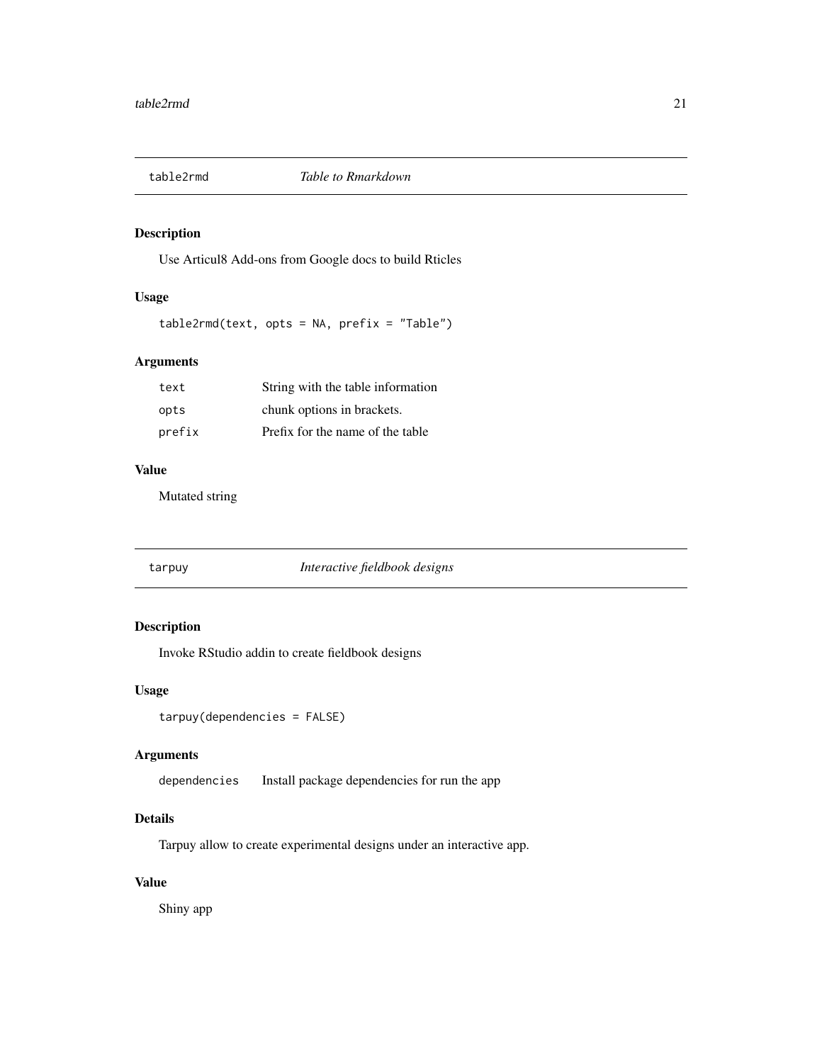## table2rmd — *Table to Rmarkdown*

### Description

Use Articul8 Add-ons from Google docs to build Rticles

### Usage

```
table2rmd(text, opts = NA, prefix = "Table")
```

### Arguments

| | |
|---|---|
| text | String with the table information |
| opts | chunk options in brackets. |
| prefix | Prefix for the name of the table |

### Value

Mutated string

## tarpuy — *Interactive fieldbook designs*

### Description

Invoke RStudio addin to create fieldbook designs

### Usage

```
tarpuy(dependencies = FALSE)
```

### Arguments

| | |
|---|---|
| dependencies | Install package dependencies for run the app |

### Details

Tarpuy allow to create experimental designs under an interactive app.

### Value

Shiny app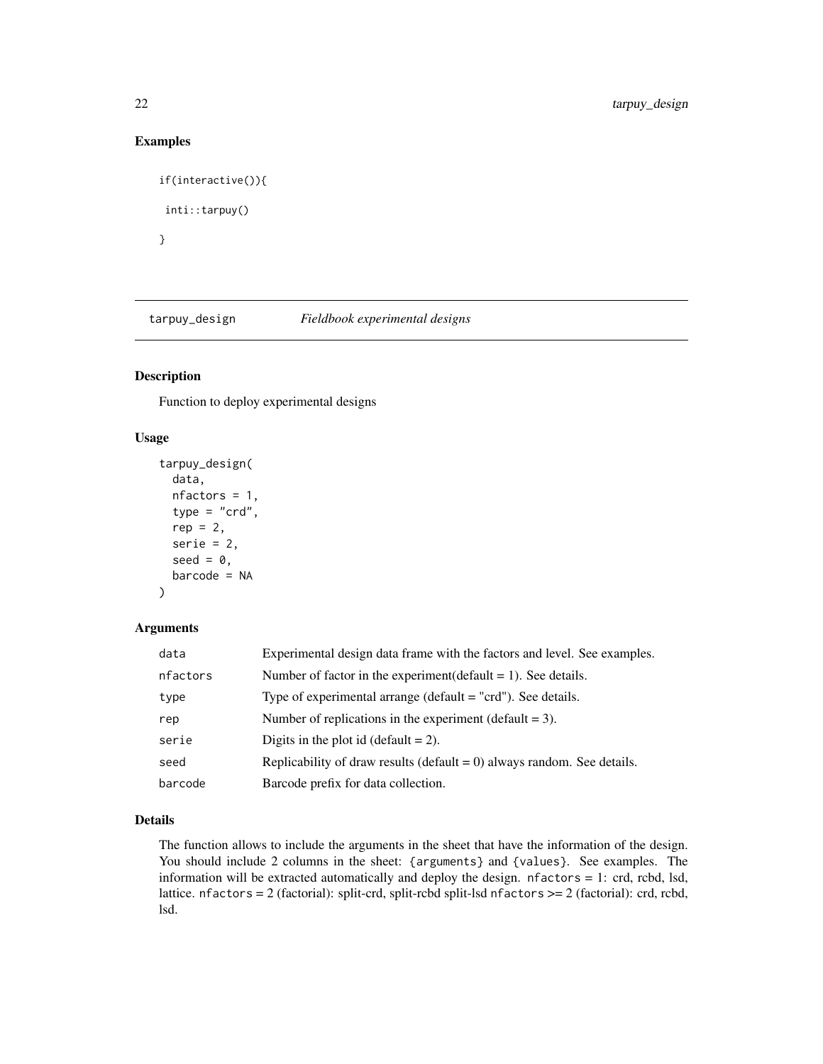## Examples

```
if(interactive()){

 inti::tarpuy()

}
```

# tarpuy_design *Fieldbook experimental designs*

## Description

Function to deploy experimental designs

## Usage

```
tarpuy_design(
  data,
  nfactors = 1,
  type = "crd",
  rep = 2,
  serie = 2,
  seed = 0,
  barcode = NA
)
```

## Arguments

| | |
|---|---|
| data | Experimental design data frame with the factors and level. See examples. |
| nfactors | Number of factor in the experiment(default = 1). See details. |
| type | Type of experimental arrange (default = "crd"). See details. |
| rep | Number of replications in the experiment (default = 3). |
| serie | Digits in the plot id (default = 2). |
| seed | Replicability of draw results (default = 0) always random. See details. |
| barcode | Barcode prefix for data collection. |

## Details

The function allows to include the arguments in the sheet that have the information of the design. You should include 2 columns in the sheet: `{arguments}` and `{values}`. See examples. The information will be extracted automatically and deploy the design. `nfactors` = 1: crd, rcbd, lsd, lattice. `nfactors` = 2 (factorial): split-crd, split-rcbd split-lsd `nfactors` >= 2 (factorial): crd, rcbd, lsd.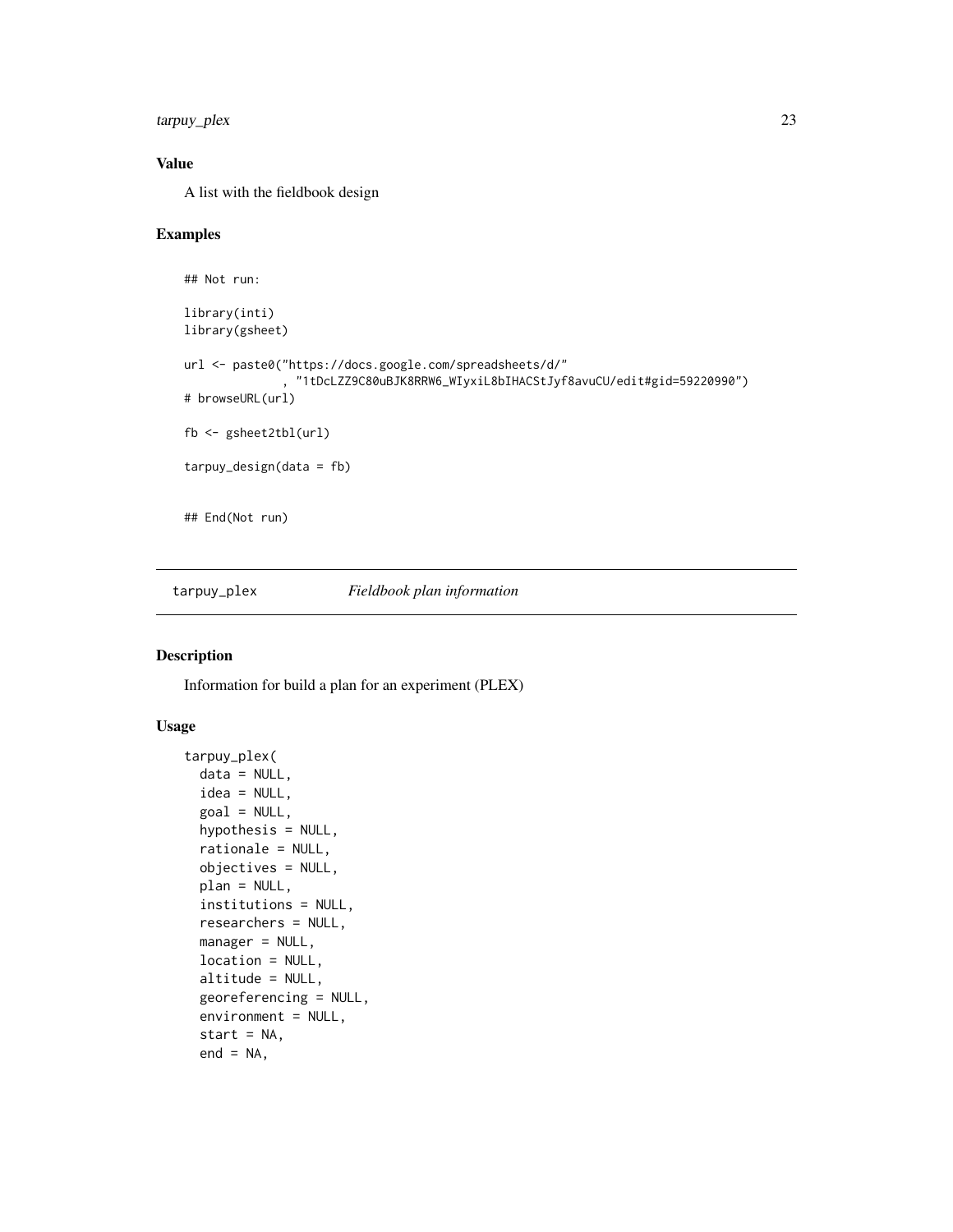## Value

A list with the fieldbook design

## Examples

```
## Not run:

library(inti)
library(gsheet)

url <- paste0("https://docs.google.com/spreadsheets/d/"
              , "1tDcLZZ9C80uBJK8RRW6_WIyxiL8bIHACStJyf8avuCU/edit#gid=59220990")
# browseURL(url)

fb <- gsheet2tbl(url)

tarpuy_design(data = fb)


## End(Not run)
```

---

`tarpuy_plex` *Fieldbook plan information*

---

## Description

Information for build a plan for an experiment (PLEX)

## Usage

```
tarpuy_plex(
  data = NULL,
  idea = NULL,
  goal = NULL,
  hypothesis = NULL,
  rationale = NULL,
  objectives = NULL,
  plan = NULL,
  institutions = NULL,
  researchers = NULL,
  manager = NULL,
  location = NULL,
  altitude = NULL,
  georeferencing = NULL,
  environment = NULL,
  start = NA,
  end = NA,
```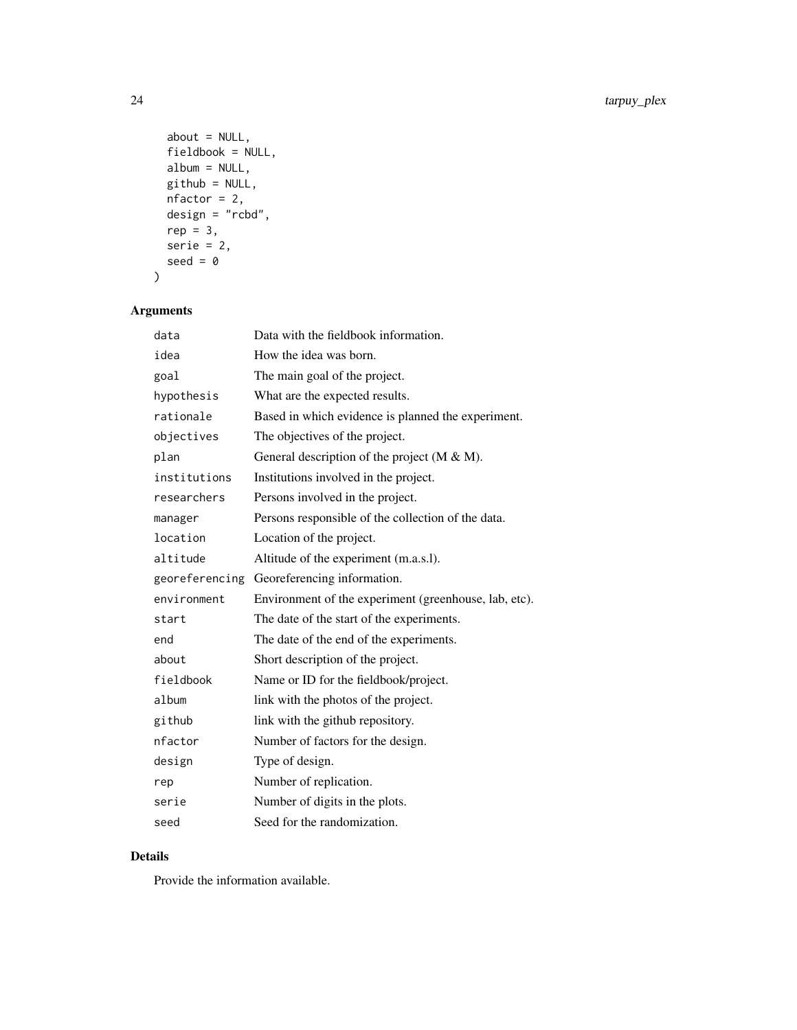```
  about = NULL,
  fieldbook = NULL,
  album = NULL,
  github = NULL,
  nfactor = 2,
  design = "rcbd",
  rep = 3,
  serie = 2,
  seed = 0
)
```

## Arguments

| | |
|---|---|
| `data` | Data with the fieldbook information. |
| `idea` | How the idea was born. |
| `goal` | The main goal of the project. |
| `hypothesis` | What are the expected results. |
| `rationale` | Based in which evidence is planned the experiment. |
| `objectives` | The objectives of the project. |
| `plan` | General description of the project (M & M). |
| `institutions` | Institutions involved in the project. |
| `researchers` | Persons involved in the project. |
| `manager` | Persons responsible of the collection of the data. |
| `location` | Location of the project. |
| `altitude` | Altitude of the experiment (m.a.s.l). |
| `georeferencing` | Georeferencing information. |
| `environment` | Environment of the experiment (greenhouse, lab, etc). |
| `start` | The date of the start of the experiments. |
| `end` | The date of the end of the experiments. |
| `about` | Short description of the project. |
| `fieldbook` | Name or ID for the fieldbook/project. |
| `album` | link with the photos of the project. |
| `github` | link with the github repository. |
| `nfactor` | Number of factors for the design. |
| `design` | Type of design. |
| `rep` | Number of replication. |
| `serie` | Number of digits in the plots. |
| `seed` | Seed for the randomization. |

## Details

Provide the information available.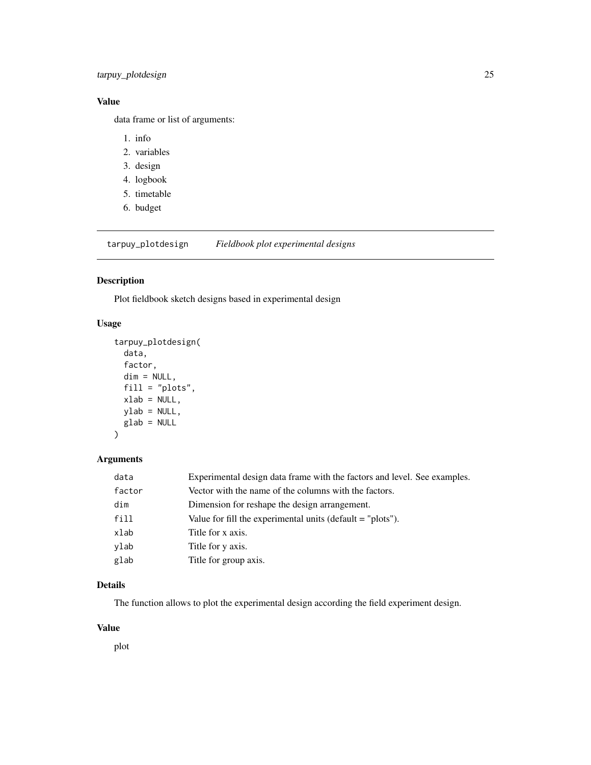### Value

data frame or list of arguments:

1. info
2. variables
3. design
4. logbook
5. timetable
6. budget

---

## tarpuy_plotdesign    *Fieldbook plot experimental designs*

---

### Description

Plot fieldbook sketch designs based in experimental design

### Usage

```
tarpuy_plotdesign(
  data,
  factor,
  dim = NULL,
  fill = "plots",
  xlab = NULL,
  ylab = NULL,
  glab = NULL
)
```

### Arguments

| | |
|---|---|
| data | Experimental design data frame with the factors and level. See examples. |
| factor | Vector with the name of the columns with the factors. |
| dim | Dimension for reshape the design arrangement. |
| fill | Value for fill the experimental units (default = "plots"). |
| xlab | Title for x axis. |
| ylab | Title for y axis. |
| glab | Title for group axis. |

### Details

The function allows to plot the experimental design according the field experiment design.

### Value

plot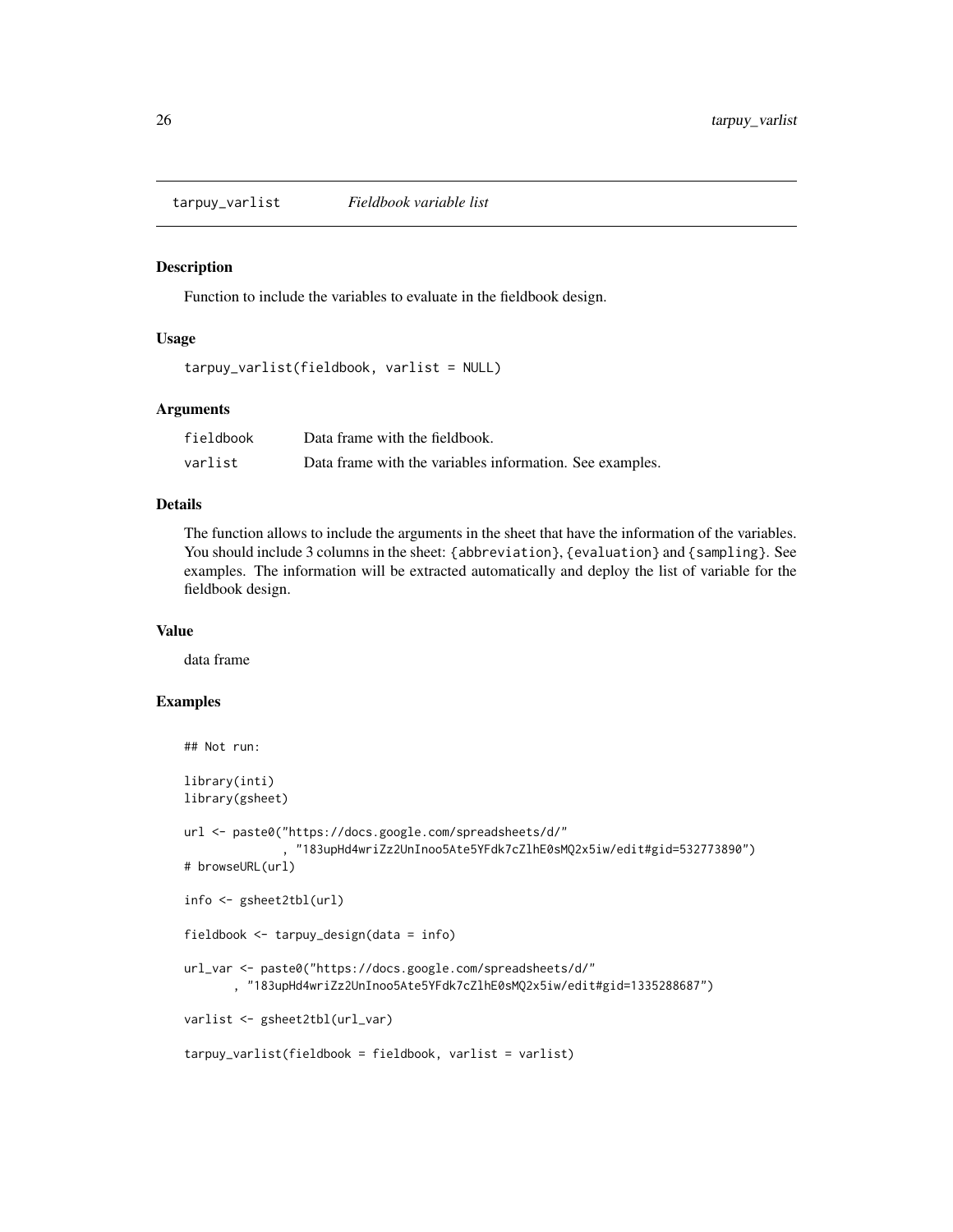# tarpuy_varlist *Fieldbook variable list*

## Description

Function to include the variables to evaluate in the fieldbook design.

## Usage

```
tarpuy_varlist(fieldbook, varlist = NULL)
```

## Arguments

| | |
|---|---|
| fieldbook | Data frame with the fieldbook. |
| varlist | Data frame with the variables information. See examples. |

## Details

The function allows to include the arguments in the sheet that have the information of the variables. You should include 3 columns in the sheet: `{abbreviation}`, `{evaluation}` and `{sampling}`. See examples. The information will be extracted automatically and deploy the list of variable for the fieldbook design.

## Value

data frame

## Examples

```
## Not run:

library(inti)
library(gsheet)

url <- paste0("https://docs.google.com/spreadsheets/d/"
              , "183upHd4wriZz2UnInoo5Ate5YFdk7cZlhE0sMQ2x5iw/edit#gid=532773890")
# browseURL(url)

info <- gsheet2tbl(url)

fieldbook <- tarpuy_design(data = info)

url_var <- paste0("https://docs.google.com/spreadsheets/d/"
       , "183upHd4wriZz2UnInoo5Ate5YFdk7cZlhE0sMQ2x5iw/edit#gid=1335288687")

varlist <- gsheet2tbl(url_var)

tarpuy_varlist(fieldbook = fieldbook, varlist = varlist)
```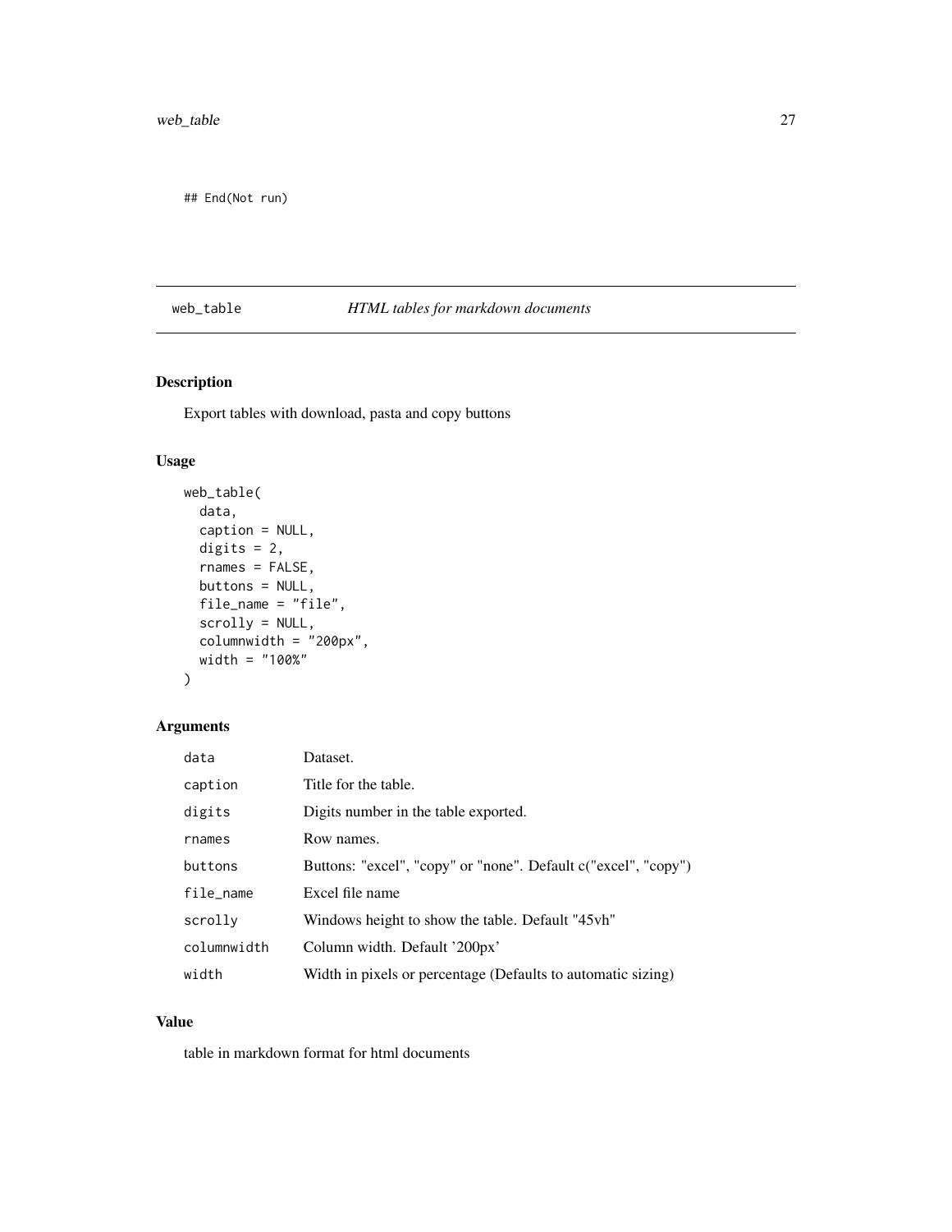```
## End(Not run)
```

## web_table — *HTML tables for markdown documents*

### Description

Export tables with download, pasta and copy buttons

### Usage

```
web_table(
  data,
  caption = NULL,
  digits = 2,
  rnames = FALSE,
  buttons = NULL,
  file_name = "file",
  scrolly = NULL,
  columnwidth = "200px",
  width = "100%"
)
```

### Arguments

| | |
|---|---|
| data | Dataset. |
| caption | Title for the table. |
| digits | Digits number in the table exported. |
| rnames | Row names. |
| buttons | Buttons: "excel", "copy" or "none". Default c("excel", "copy") |
| file_name | Excel file name |
| scrolly | Windows height to show the table. Default "45vh" |
| columnwidth | Column width. Default '200px' |
| width | Width in pixels or percentage (Defaults to automatic sizing) |

### Value

table in markdown format for html documents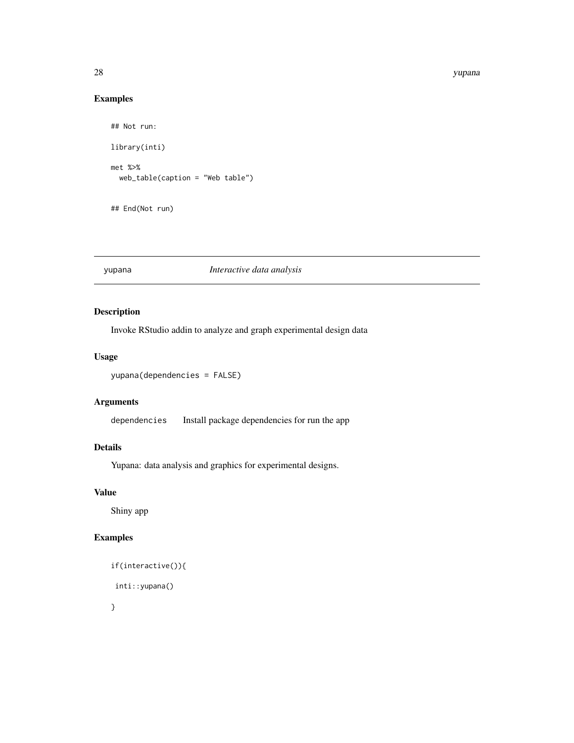## Examples

```
## Not run:

library(inti)

met %>%
  web_table(caption = "Web table")


## End(Not run)
```

---

## yupana *Interactive data analysis*

### Description

Invoke RStudio addin to analyze and graph experimental design data

### Usage

```
yupana(dependencies = FALSE)
```

### Arguments

| | |
|---|---|
| dependencies | Install package dependencies for run the app |

### Details

Yupana: data analysis and graphics for experimental designs.

### Value

Shiny app

### Examples

```
if(interactive()){

 inti::yupana()

}
```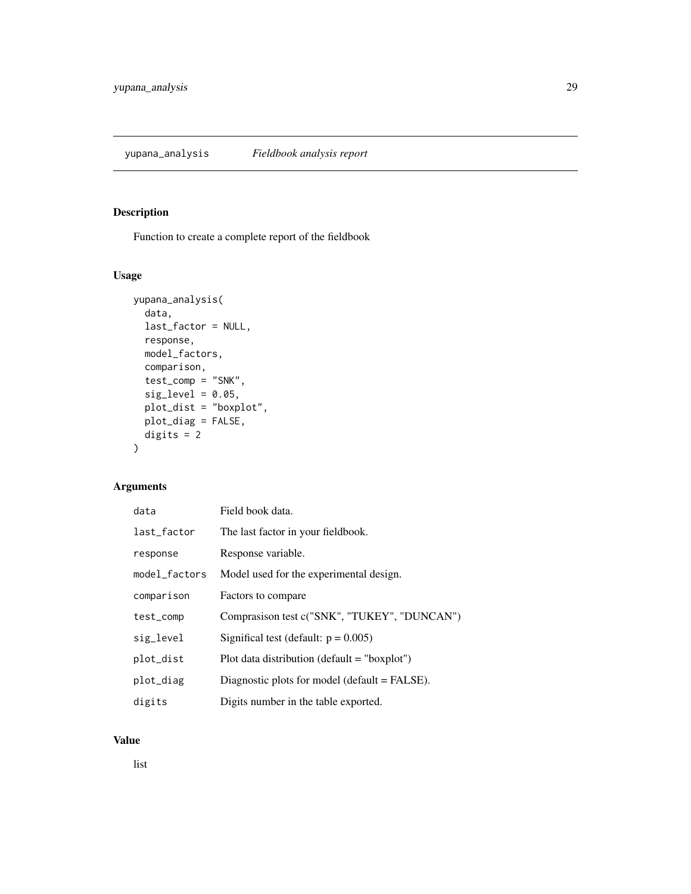## yupana_analysis *Fieldbook analysis report*

### Description

Function to create a complete report of the fieldbook

### Usage

```
yupana_analysis(
  data,
  last_factor = NULL,
  response,
  model_factors,
  comparison,
  test_comp = "SNK",
  sig_level = 0.05,
  plot_dist = "boxplot",
  plot_diag = FALSE,
  digits = 2
)
```

### Arguments

| | |
|---|---|
| data | Field book data. |
| last_factor | The last factor in your fieldbook. |
| response | Response variable. |
| model_factors | Model used for the experimental design. |
| comparison | Factors to compare |
| test_comp | Comprasison test c("SNK", "TUKEY", "DUNCAN") |
| sig_level | Significal test (default: p = 0.005) |
| plot_dist | Plot data distribution (default = "boxplot") |
| plot_diag | Diagnostic plots for model (default = FALSE). |
| digits | Digits number in the table exported. |

### Value

list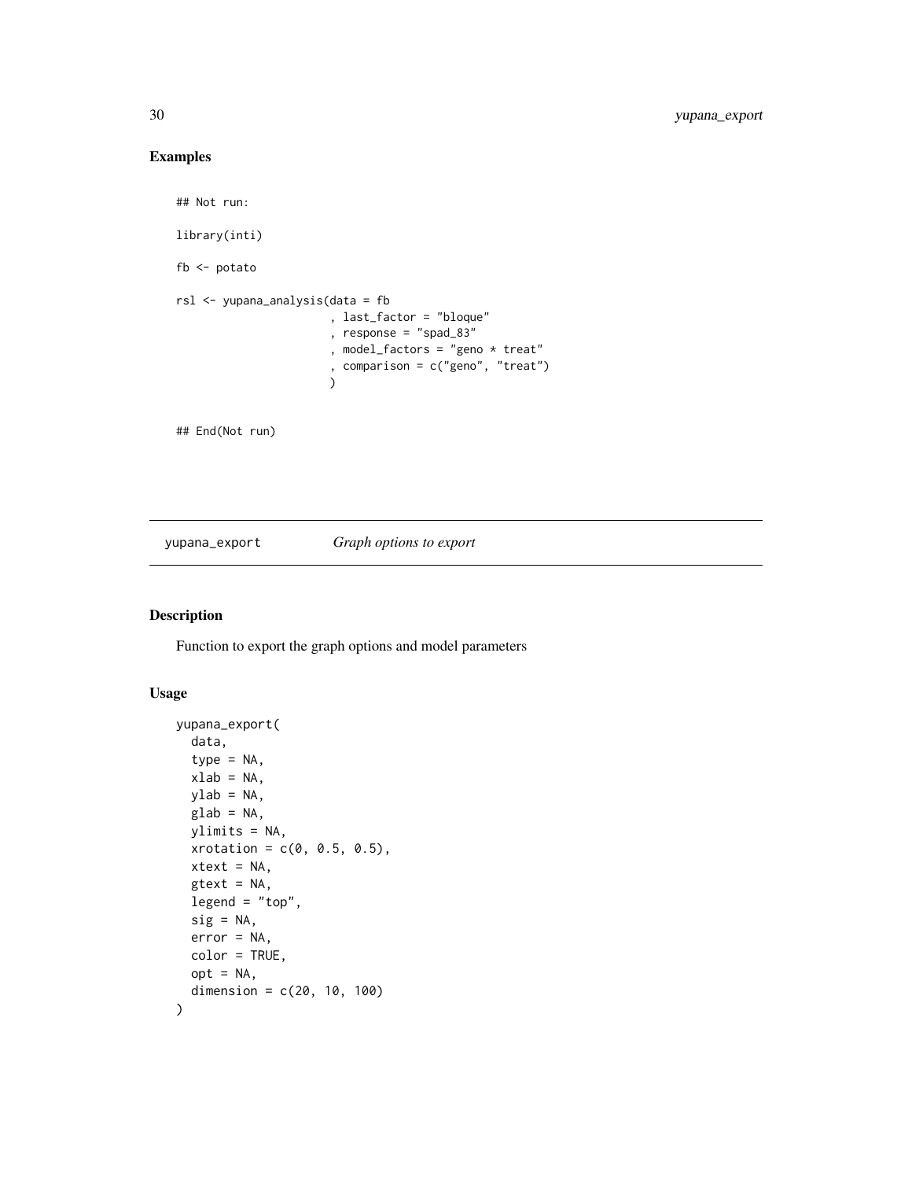## Examples

```
## Not run:

library(inti)

fb <- potato

rsl <- yupana_analysis(data = fb
                       , last_factor = "bloque"
                       , response = "spad_83"
                       , model_factors = "geno * treat"
                       , comparison = c("geno", "treat")
                       )


## End(Not run)
```

---

# yupana_export    *Graph options to export*

## Description

Function to export the graph options and model parameters

## Usage

```
yupana_export(
  data,
  type = NA,
  xlab = NA,
  ylab = NA,
  glab = NA,
  ylimits = NA,
  xrotation = c(0, 0.5, 0.5),
  xtext = NA,
  gtext = NA,
  legend = "top",
  sig = NA,
  error = NA,
  color = TRUE,
  opt = NA,
  dimension = c(20, 10, 100)
)
```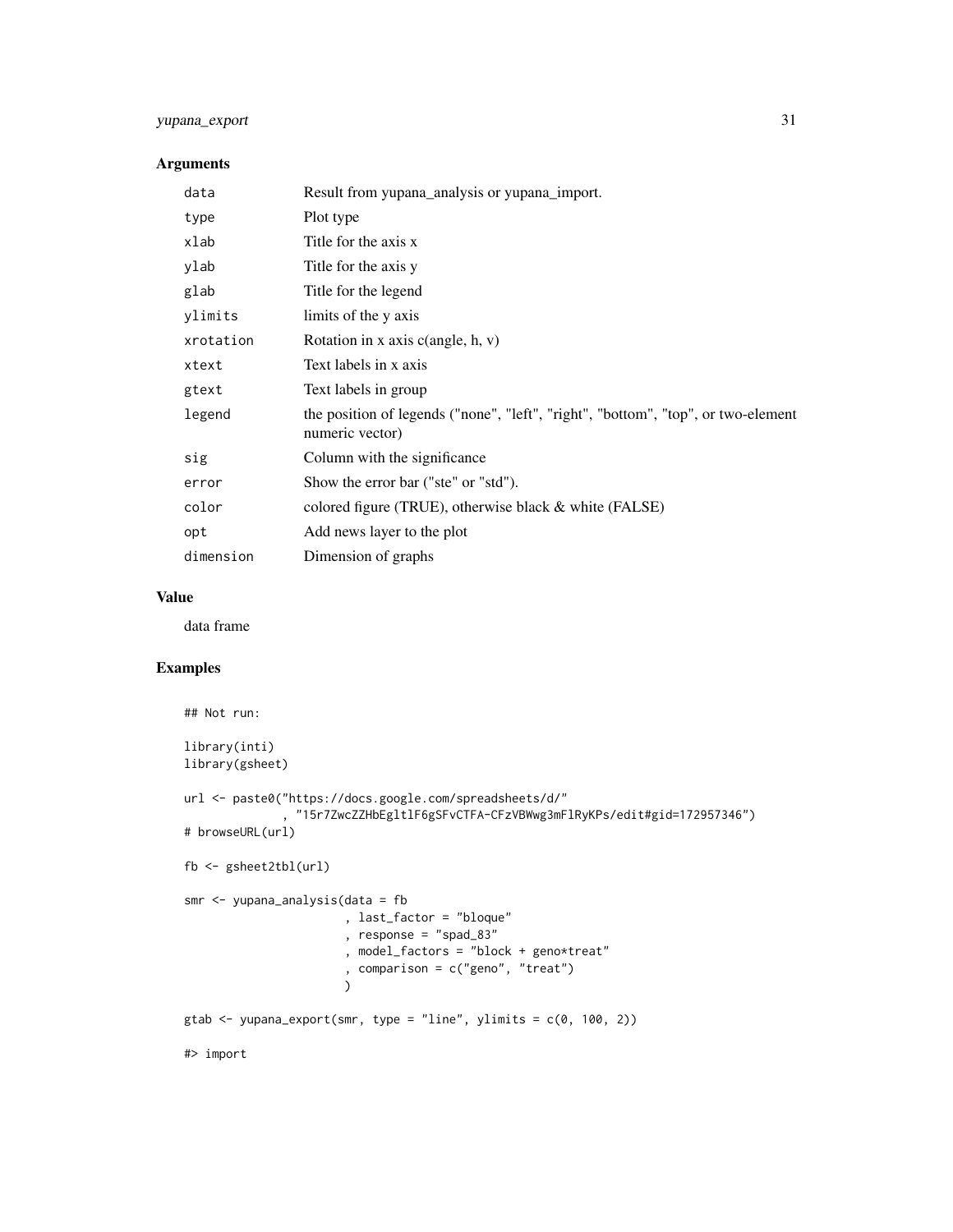## Arguments

| | |
|---|---|
| data | Result from yupana_analysis or yupana_import. |
| type | Plot type |
| xlab | Title for the axis x |
| ylab | Title for the axis y |
| glab | Title for the legend |
| ylimits | limits of the y axis |
| xrotation | Rotation in x axis c(angle, h, v) |
| xtext | Text labels in x axis |
| gtext | Text labels in group |
| legend | the position of legends ("none", "left", "right", "bottom", "top", or two-element numeric vector) |
| sig | Column with the significance |
| error | Show the error bar ("ste" or "std"). |
| color | colored figure (TRUE), otherwise black & white (FALSE) |
| opt | Add news layer to the plot |
| dimension | Dimension of graphs |

## Value

data frame

## Examples

```
## Not run:

library(inti)
library(gsheet)

url <- paste0("https://docs.google.com/spreadsheets/d/"
             , "15r7ZwcZZHbEgltlF6gSFvCTFA-CFzVBWwg3mFlRyKPs/edit#gid=172957346")
# browseURL(url)

fb <- gsheet2tbl(url)

smr <- yupana_analysis(data = fb
                      , last_factor = "bloque"
                      , response = "spad_83"
                      , model_factors = "block + geno*treat"
                      , comparison = c("geno", "treat")
                      )

gtab <- yupana_export(smr, type = "line", ylimits = c(0, 100, 2))

#> import
```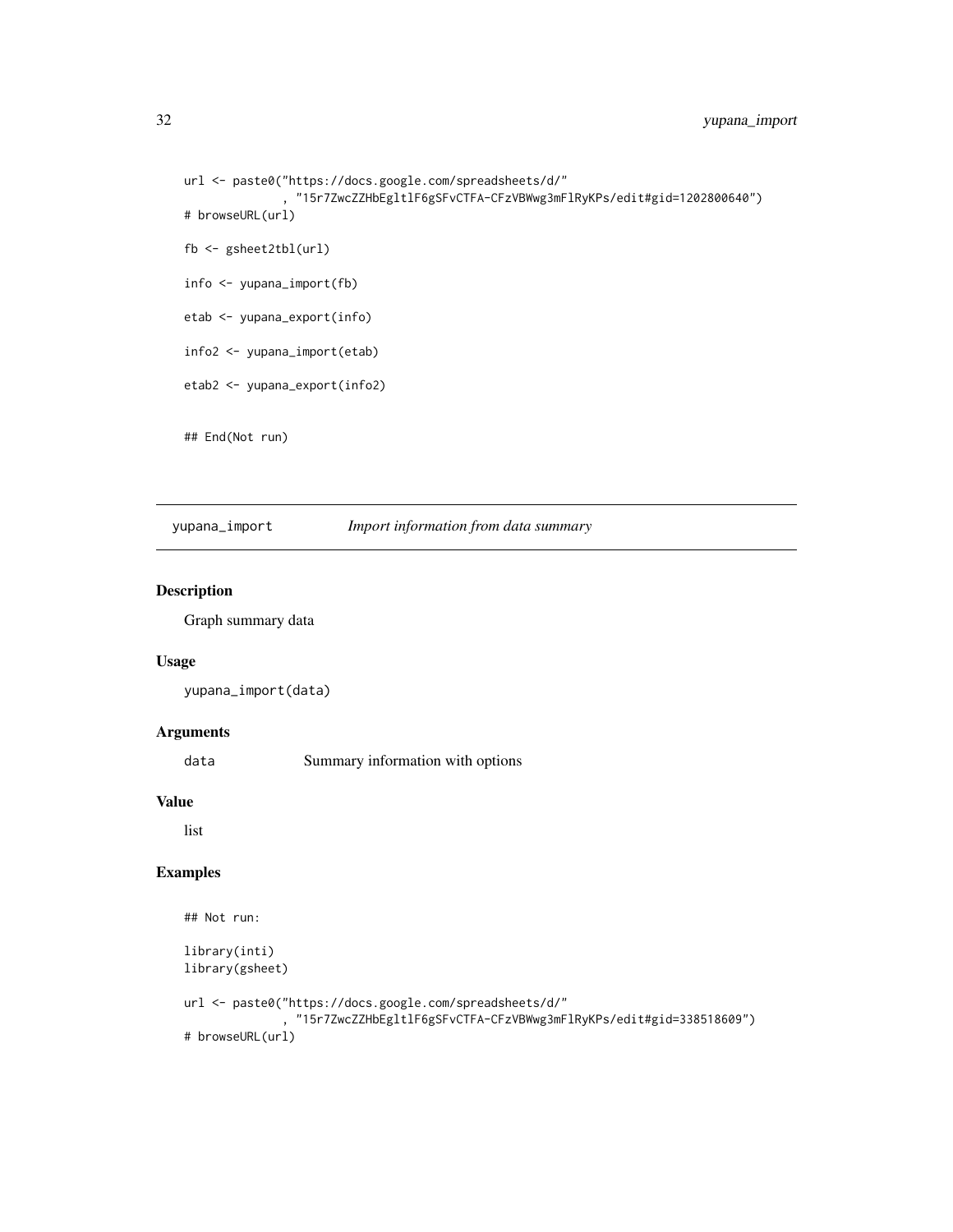```
url <- paste0("https://docs.google.com/spreadsheets/d/"
             , "15r7ZwcZZHbEgltlF6gSFvCTFA-CFzVBWwg3mFlRyKPs/edit#gid=1202800640")
# browseURL(url)

fb <- gsheet2tbl(url)

info <- yupana_import(fb)

etab <- yupana_export(info)

info2 <- yupana_import(etab)

etab2 <- yupana_export(info2)


## End(Not run)
```

---

## yupana_import &emsp; *Import information from data summary*

### Description

Graph summary data

### Usage

```
yupana_import(data)
```

### Arguments

| | |
|---|---|
| `data` | Summary information with options |

### Value

list

### Examples

```
## Not run:

library(inti)
library(gsheet)

url <- paste0("https://docs.google.com/spreadsheets/d/"
             , "15r7ZwcZZHbEgltlF6gSFvCTFA-CFzVBWwg3mFlRyKPs/edit#gid=338518609")
# browseURL(url)
```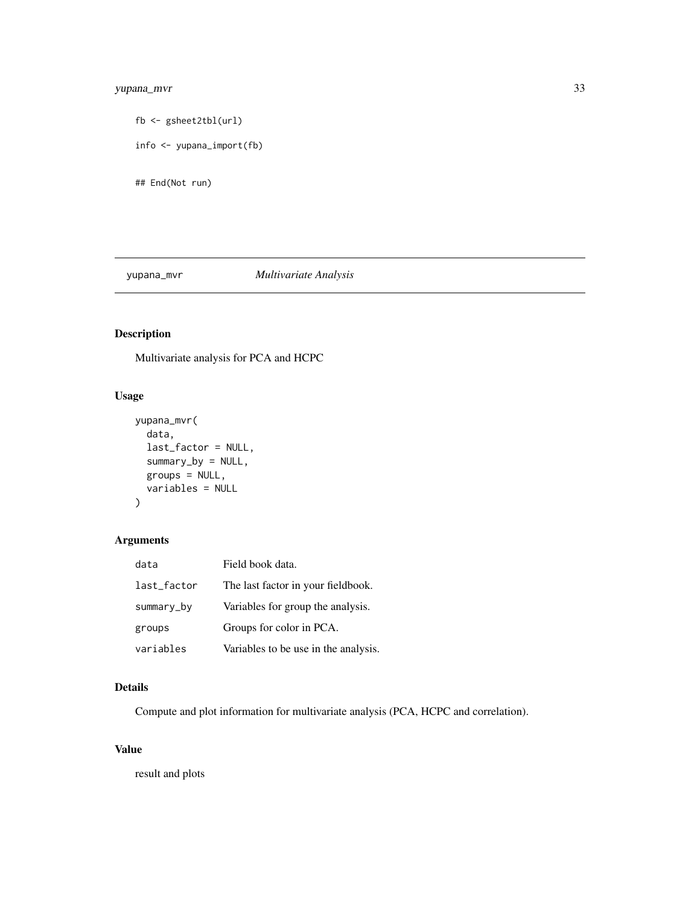```
fb <- gsheet2tbl(url)

info <- yupana_import(fb)


## End(Not run)
```

## yupana_mvr *Multivariate Analysis*

### Description

Multivariate analysis for PCA and HCPC

### Usage

```
yupana_mvr(
  data,
  last_factor = NULL,
  summary_by = NULL,
  groups = NULL,
  variables = NULL
)
```

### Arguments

| | |
|---|---|
| data | Field book data. |
| last_factor | The last factor in your fieldbook. |
| summary_by | Variables for group the analysis. |
| groups | Groups for color in PCA. |
| variables | Variables to be use in the analysis. |

### Details

Compute and plot information for multivariate analysis (PCA, HCPC and correlation).

### Value

result and plots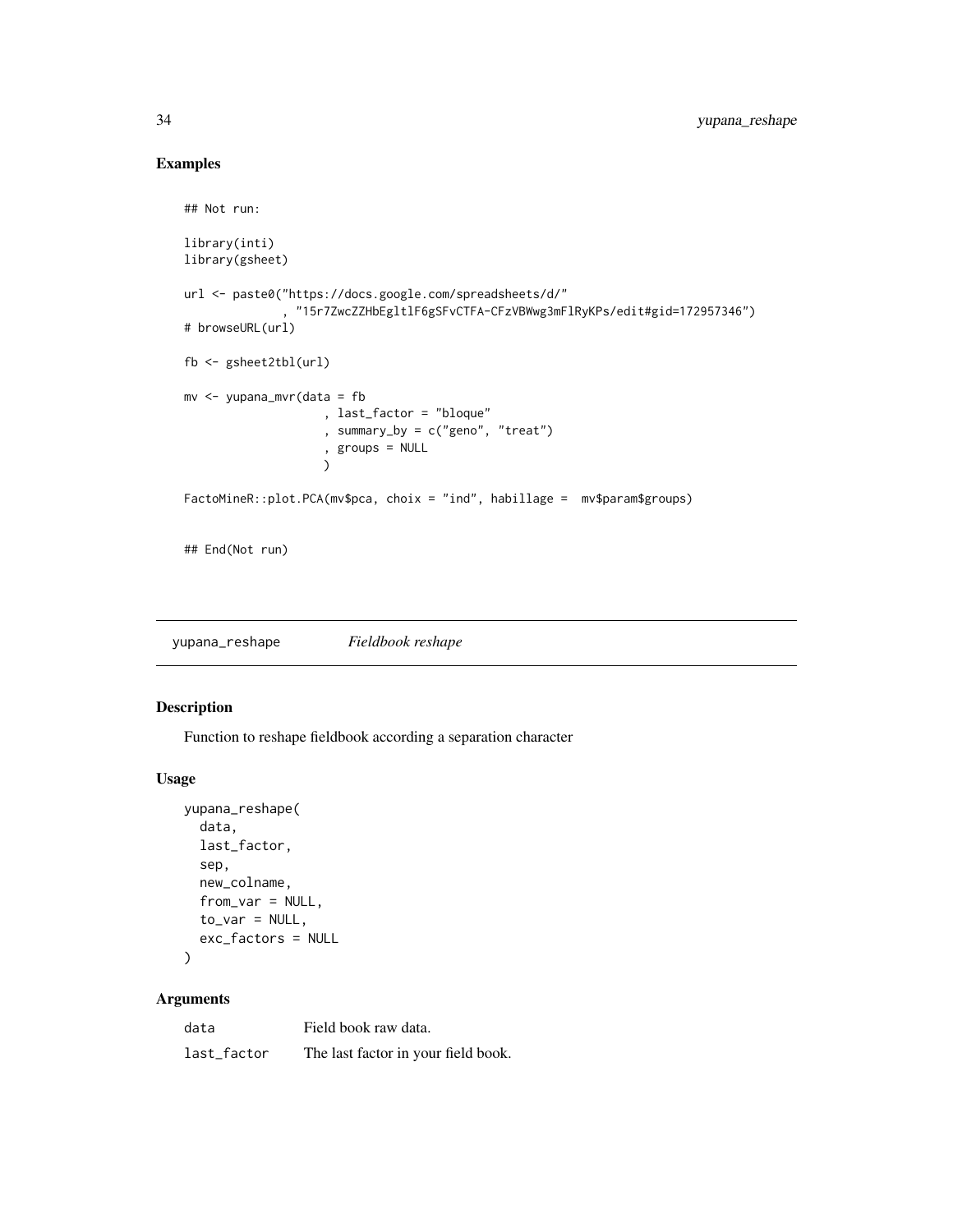## Examples

```
## Not run:

library(inti)
library(gsheet)

url <- paste0("https://docs.google.com/spreadsheets/d/"
              , "15r7ZwcZZHbEgltlF6gSFvCTFA-CFzVBWwg3mFlRyKPs/edit#gid=172957346")
# browseURL(url)

fb <- gsheet2tbl(url)

mv <- yupana_mvr(data = fb
                  , last_factor = "bloque"
                  , summary_by = c("geno", "treat")
                  , groups = NULL
                  )

FactoMineR::plot.PCA(mv$pca, choix = "ind", habillage =  mv$param$groups)


## End(Not run)
```

---

## yupana_reshape *Fieldbook reshape*

### Description

Function to reshape fieldbook according a separation character

### Usage

```
yupana_reshape(
  data,
  last_factor,
  sep,
  new_colname,
  from_var = NULL,
  to_var = NULL,
  exc_factors = NULL
)
```

### Arguments

| | |
|---|---|
| data | Field book raw data. |
| last_factor | The last factor in your field book. |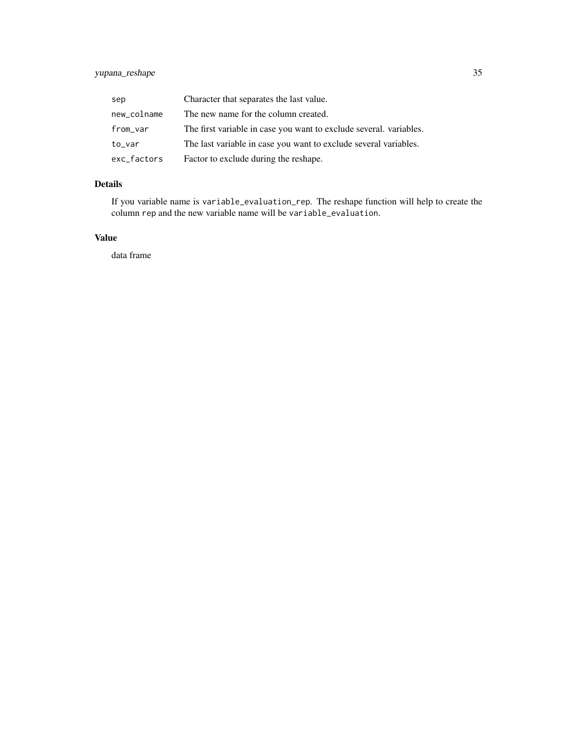| | |
|---|---|
| `sep` | Character that separates the last value. |
| `new_colname` | The new name for the column created. |
| `from_var` | The first variable in case you want to exclude several. variables. |
| `to_var` | The last variable in case you want to exclude several variables. |
| `exc_factors` | Factor to exclude during the reshape. |

## Details

If you variable name is `variable_evaluation_rep`. The reshape function will help to create the column `rep` and the new variable name will be `variable_evaluation`.

## Value

data frame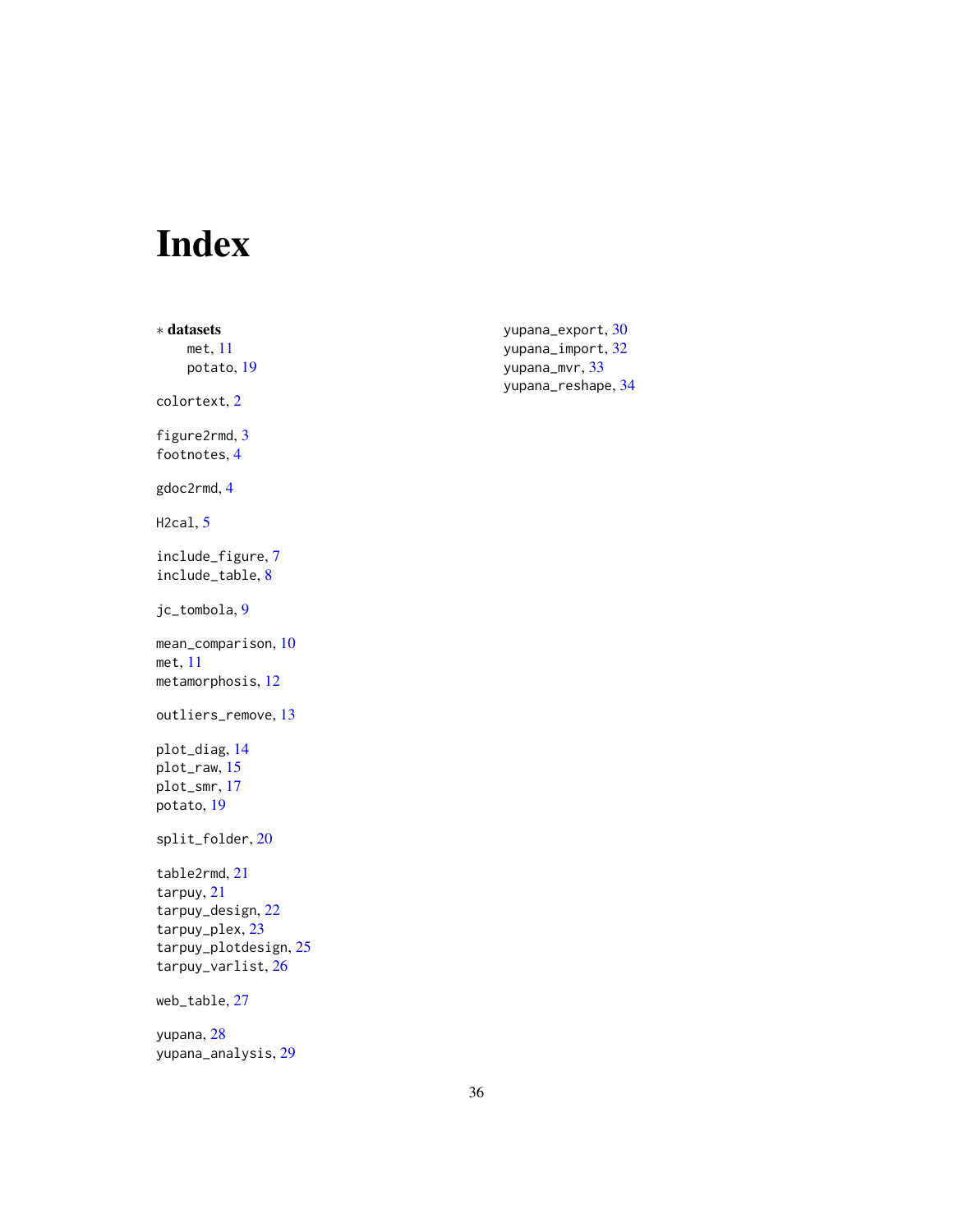# Index

* **datasets**
  met, 11
  potato, 19

colortext, 2

figure2rmd, 3
footnotes, 4

gdoc2rmd, 4

H2cal, 5

include_figure, 7
include_table, 8

jc_tombola, 9

mean_comparison, 10
met, 11
metamorphosis, 12

outliers_remove, 13

plot_diag, 14
plot_raw, 15
plot_smr, 17
potato, 19

split_folder, 20

table2rmd, 21
tarpuy, 21
tarpuy_design, 22
tarpuy_plex, 23
tarpuy_plotdesign, 25
tarpuy_varlist, 26

web_table, 27

yupana, 28
yupana_analysis, 29
yupana_export, 30
yupana_import, 32
yupana_mvr, 33
yupana_reshape, 34